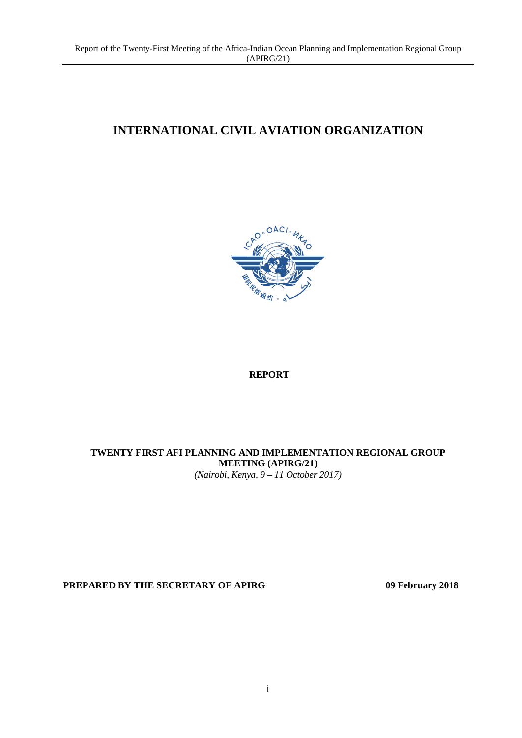# INTERNATIONAL CIVIL AVIATION ORGANIZATION

**REPORT**

**TWENTY FIRST AFI PLANNING AND IMPLEMENTATION REGIONAL GROUP MEETING (APIRG/21)**

*(Nairobi, Kenya, 9 – 11 October 2017)*

**PREPARED BY THE SECRETARY OF APIRG** **09 February 2018**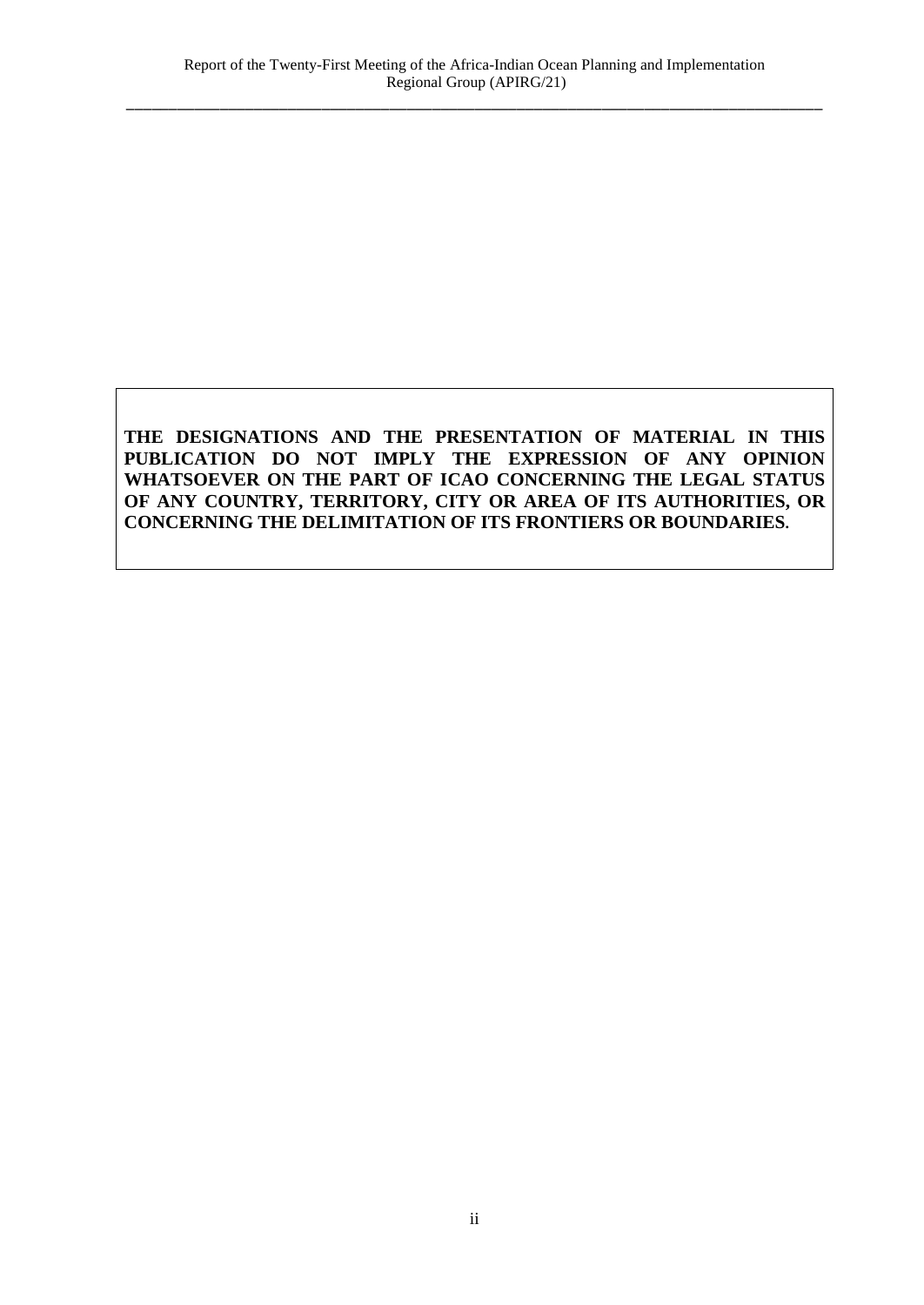**THE DESIGNATIONS AND THE PRESENTATION OF MATERIAL IN THIS PUBLICATION DO NOT IMPLY THE EXPRESSION OF ANY OPINION WHATSOEVER ON THE PART OF ICAO CONCERNING THE LEGAL STATUS OF ANY COUNTRY, TERRITORY, CITY OR AREA OF ITS AUTHORITIES, OR CONCERNING THE DELIMITATION OF ITS FRONTIERS OR BOUNDARIES.**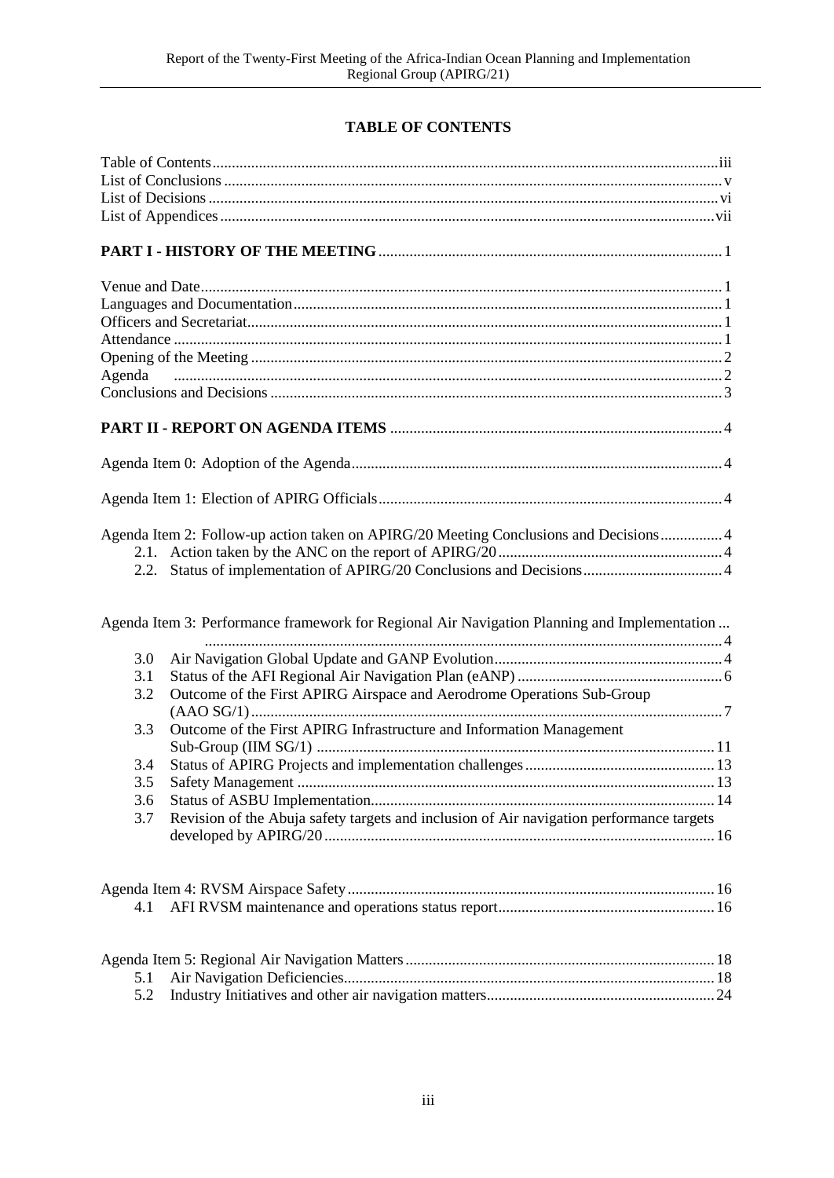## TABLE OF CONTENTS

Table of Contents ... iii
List of Conclusions ... v
List of Decisions ... vi
List of Appendices ... vii

**PART I - HISTORY OF THE MEETING** ... 1

Venue and Date ... 1
Languages and Documentation ... 1
Officers and Secretariat ... 1
Attendance ... 1
Opening of the Meeting ... 2
Agenda ... 2
Conclusions and Decisions ... 3

**PART II - REPORT ON AGENDA ITEMS** ... 4

Agenda Item 0: Adoption of the Agenda ... 4

Agenda Item 1: Election of APIRG Officials ... 4

Agenda Item 2: Follow-up action taken on APIRG/20 Meeting Conclusions and Decisions ... 4
- 2.1. Action taken by the ANC on the report of APIRG/20 ... 4
- 2.2. Status of implementation of APIRG/20 Conclusions and Decisions ... 4

Agenda Item 3: Performance framework for Regional Air Navigation Planning and Implementation ... 4
- 3.0 Air Navigation Global Update and GANP Evolution ... 4
- 3.1 Status of the AFI Regional Air Navigation Plan (eANP) ... 6
- 3.2 Outcome of the First APIRG Airspace and Aerodrome Operations Sub-Group (AAO SG/1) ... 7
- 3.3 Outcome of the First APIRG Infrastructure and Information Management Sub-Group (IIM SG/1) ... 11
- 3.4 Status of APIRG Projects and implementation challenges ... 13
- 3.5 Safety Management ... 13
- 3.6 Status of ASBU Implementation ... 14
- 3.7 Revision of the Abuja safety targets and inclusion of Air navigation performance targets developed by APIRG/20 ... 16

Agenda Item 4: RVSM Airspace Safety ... 16
- 4.1 AFI RVSM maintenance and operations status report ... 16

Agenda Item 5: Regional Air Navigation Matters ... 18
- 5.1 Air Navigation Deficiencies ... 18
- 5.2 Industry Initiatives and other air navigation matters ... 24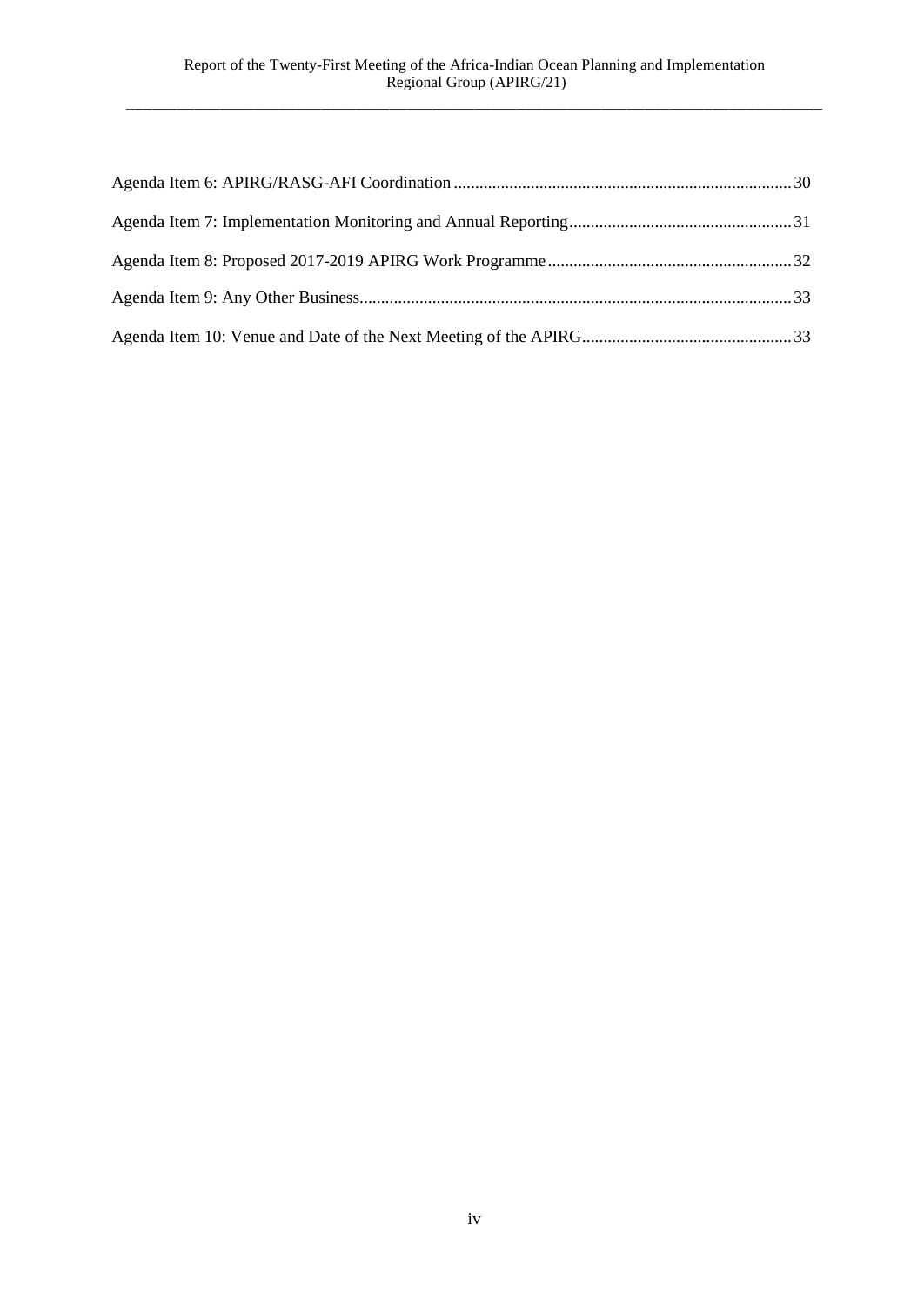Agenda Item 6: APIRG/RASG-AFI Coordination ........ 30

Agenda Item 7: Implementation Monitoring and Annual Reporting ........ 31

Agenda Item 8: Proposed 2017-2019 APIRG Work Programme ........ 32

Agenda Item 9: Any Other Business ........ 33

Agenda Item 10: Venue and Date of the Next Meeting of the APIRG ........ 33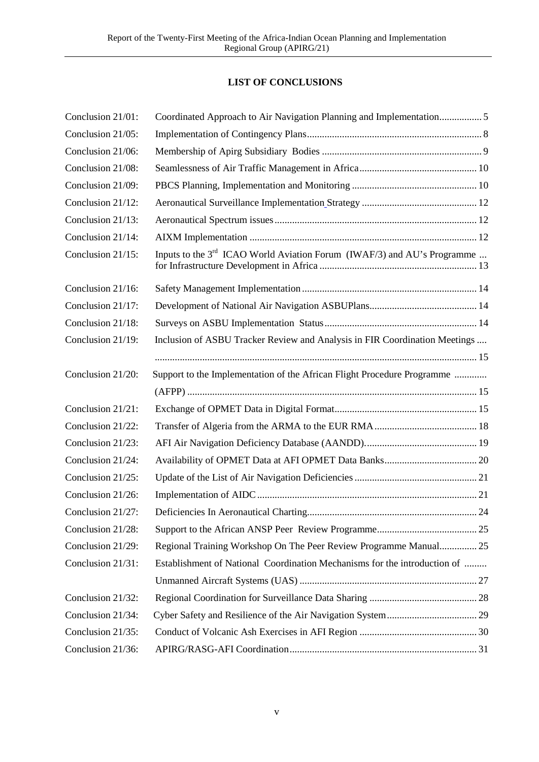## LIST OF CONCLUSIONS

| | | |
|---|---|---|
| Conclusion 21/01: | Coordinated Approach to Air Navigation Planning and Implementation | 5 |
| Conclusion 21/05: | Implementation of Contingency Plans | 8 |
| Conclusion 21/06: | Membership of Apirg Subsidiary Bodies | 9 |
| Conclusion 21/08: | Seamlessness of Air Traffic Management in Africa | 10 |
| Conclusion 21/09: | PBCS Planning, Implementation and Monitoring | 10 |
| Conclusion 21/12: | Aeronautical Surveillance Implementation Strategy | 12 |
| Conclusion 21/13: | Aeronautical Spectrum issues | 12 |
| Conclusion 21/14: | AIXM Implementation | 12 |
| Conclusion 21/15: | Inputs to the 3rd ICAO World Aviation Forum (IWAF/3) and AU's Programme for Infrastructure Development in Africa | 13 |
| Conclusion 21/16: | Safety Management Implementation | 14 |
| Conclusion 21/17: | Development of National Air Navigation ASBUPlans | 14 |
| Conclusion 21/18: | Surveys on ASBU Implementation Status | 14 |
| Conclusion 21/19: | Inclusion of ASBU Tracker Review and Analysis in FIR Coordination Meetings | 15 |
| Conclusion 21/20: | Support to the Implementation of the African Flight Procedure Programme (AFPP) | 15 |
| Conclusion 21/21: | Exchange of OPMET Data in Digital Format | 15 |
| Conclusion 21/22: | Transfer of Algeria from the ARMA to the EUR RMA | 18 |
| Conclusion 21/23: | AFI Air Navigation Deficiency Database (AANDD). | 19 |
| Conclusion 21/24: | Availability of OPMET Data at AFI OPMET Data Banks | 20 |
| Conclusion 21/25: | Update of the List of Air Navigation Deficiencies | 21 |
| Conclusion 21/26: | Implementation of AIDC | 21 |
| Conclusion 21/27: | Deficiencies In Aeronautical Charting | 24 |
| Conclusion 21/28: | Support to the African ANSP Peer Review Programme | 25 |
| Conclusion 21/29: | Regional Training Workshop On The Peer Review Programme Manual | 25 |
| Conclusion 21/31: | Establishment of National Coordination Mechanisms for the introduction of Unmanned Aircraft Systems (UAS) | 27 |
| Conclusion 21/32: | Regional Coordination for Surveillance Data Sharing | 28 |
| Conclusion 21/34: | Cyber Safety and Resilience of the Air Navigation System | 29 |
| Conclusion 21/35: | Conduct of Volcanic Ash Exercises in AFI Region | 30 |
| Conclusion 21/36: | APIRG/RASG-AFI Coordination | 31 |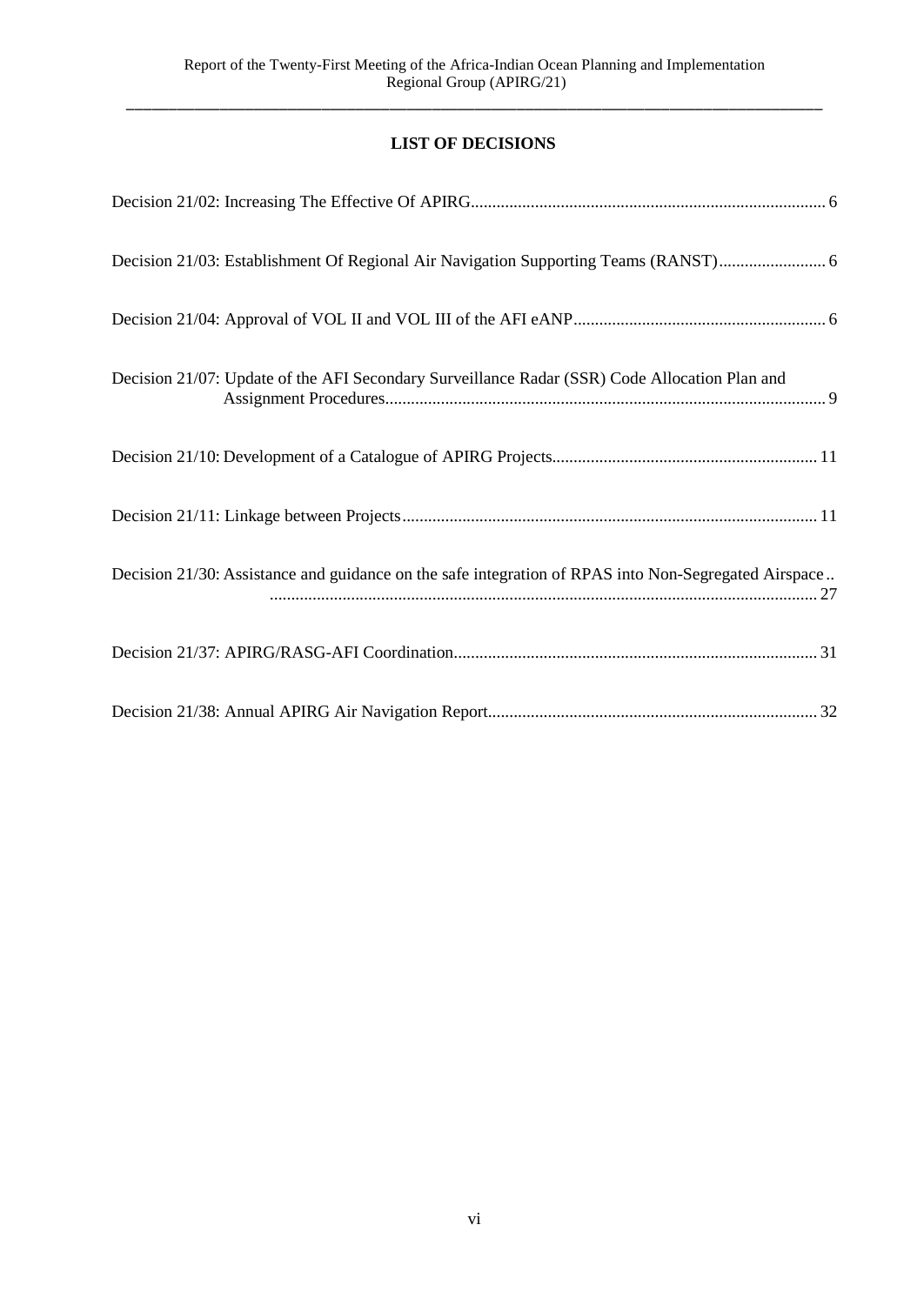## LIST OF DECISIONS

Decision 21/02: Increasing The Effective Of APIRG .......... 6

Decision 21/03: Establishment Of Regional Air Navigation Supporting Teams (RANST) .......... 6

Decision 21/04: Approval of VOL II and VOL III of the AFI eANP .......... 6

Decision 21/07: Update of the AFI Secondary Surveillance Radar (SSR) Code Allocation Plan and Assignment Procedures .......... 9

Decision 21/10: Development of a Catalogue of APIRG Projects .......... 11

Decision 21/11: Linkage between Projects .......... 11

Decision 21/30: Assistance and guidance on the safe integration of RPAS into Non-Segregated Airspace .......... 27

Decision 21/37: APIRG/RASG-AFI Coordination .......... 31

Decision 21/38: Annual APIRG Air Navigation Report .......... 32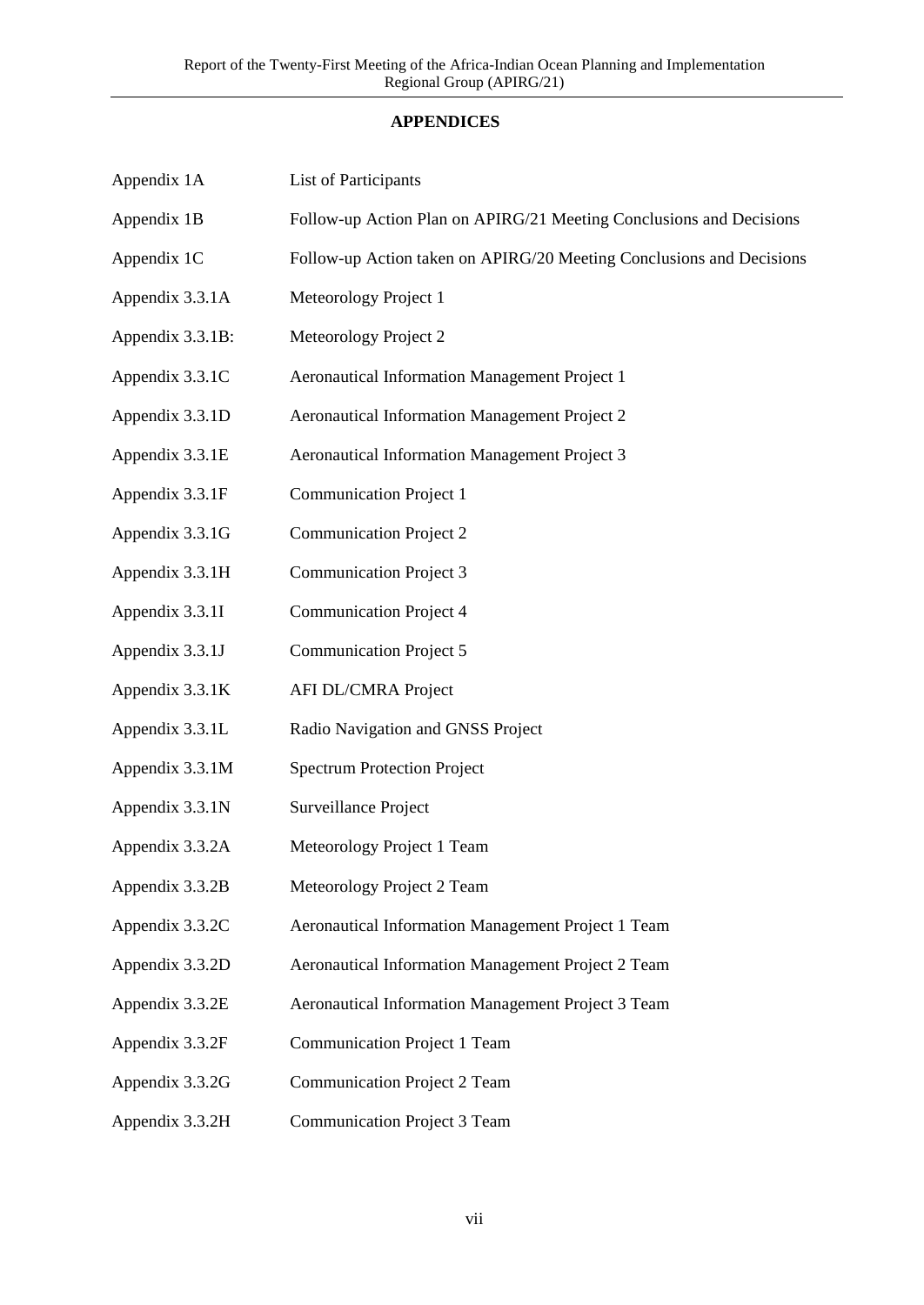## APPENDICES

| | |
|---|---|
| Appendix 1A | List of Participants |
| Appendix 1B | Follow-up Action Plan on APIRG/21 Meeting Conclusions and Decisions |
| Appendix 1C | Follow-up Action taken on APIRG/20 Meeting Conclusions and Decisions |
| Appendix 3.3.1A | Meteorology Project 1 |
| Appendix 3.3.1B: | Meteorology Project 2 |
| Appendix 3.3.1C | Aeronautical Information Management Project 1 |
| Appendix 3.3.1D | Aeronautical Information Management Project 2 |
| Appendix 3.3.1E | Aeronautical Information Management Project 3 |
| Appendix 3.3.1F | Communication Project 1 |
| Appendix 3.3.1G | Communication Project 2 |
| Appendix 3.3.1H | Communication Project 3 |
| Appendix 3.3.1I | Communication Project 4 |
| Appendix 3.3.1J | Communication Project 5 |
| Appendix 3.3.1K | AFI DL/CMRA Project |
| Appendix 3.3.1L | Radio Navigation and GNSS Project |
| Appendix 3.3.1M | Spectrum Protection Project |
| Appendix 3.3.1N | Surveillance Project |
| Appendix 3.3.2A | Meteorology Project 1 Team |
| Appendix 3.3.2B | Meteorology Project 2 Team |
| Appendix 3.3.2C | Aeronautical Information Management Project 1 Team |
| Appendix 3.3.2D | Aeronautical Information Management Project 2 Team |
| Appendix 3.3.2E | Aeronautical Information Management Project 3 Team |
| Appendix 3.3.2F | Communication Project 1 Team |
| Appendix 3.3.2G | Communication Project 2 Team |
| Appendix 3.3.2H | Communication Project 3 Team |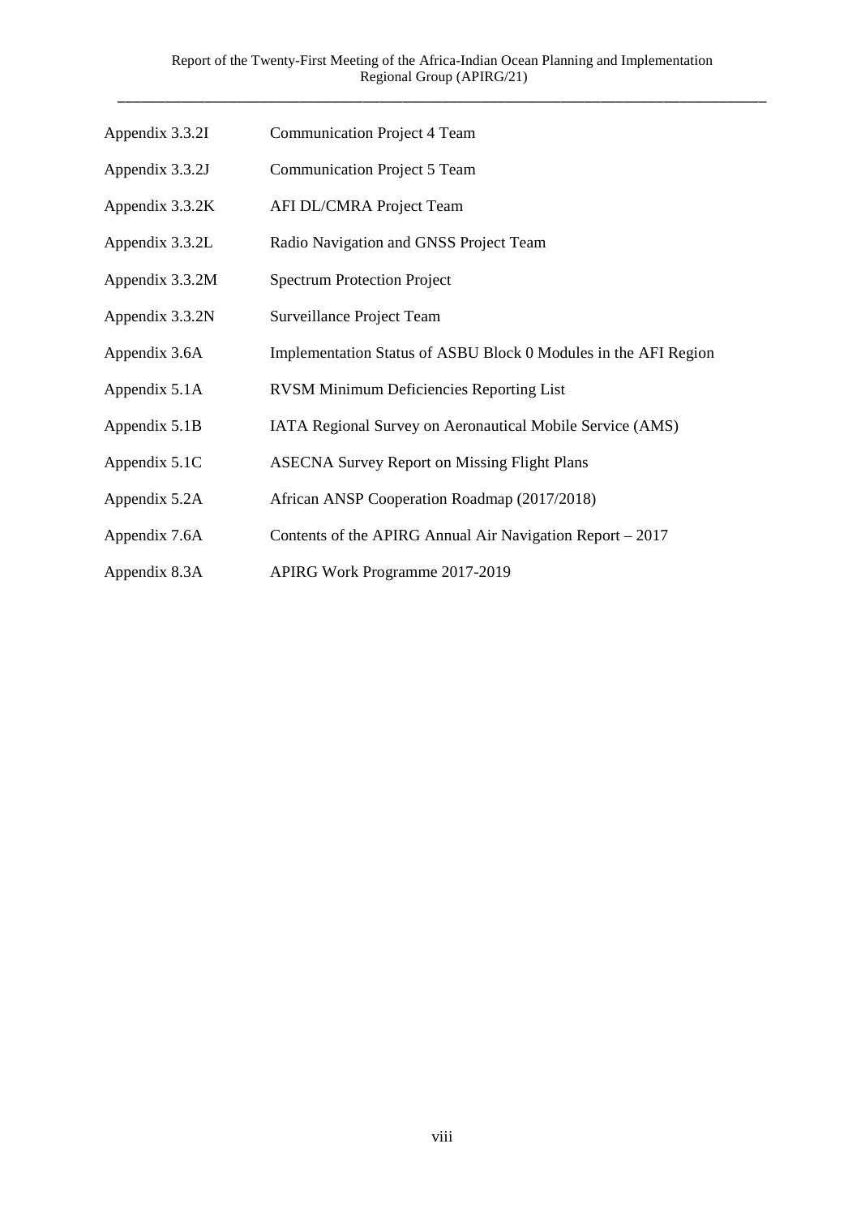| | |
|---|---|
| Appendix 3.3.2I | Communication Project 4 Team |
| Appendix 3.3.2J | Communication Project 5 Team |
| Appendix 3.3.2K | AFI DL/CMRA Project Team |
| Appendix 3.3.2L | Radio Navigation and GNSS Project Team |
| Appendix 3.3.2M | Spectrum Protection Project |
| Appendix 3.3.2N | Surveillance Project Team |
| Appendix 3.6A | Implementation Status of ASBU Block 0 Modules in the AFI Region |
| Appendix 5.1A | RVSM Minimum Deficiencies Reporting List |
| Appendix 5.1B | IATA Regional Survey on Aeronautical Mobile Service (AMS) |
| Appendix 5.1C | ASECNA Survey Report on Missing Flight Plans |
| Appendix 5.2A | African ANSP Cooperation Roadmap (2017/2018) |
| Appendix 7.6A | Contents of the APIRG Annual Air Navigation Report – 2017 |
| Appendix 8.3A | APIRG Work Programme 2017-2019 |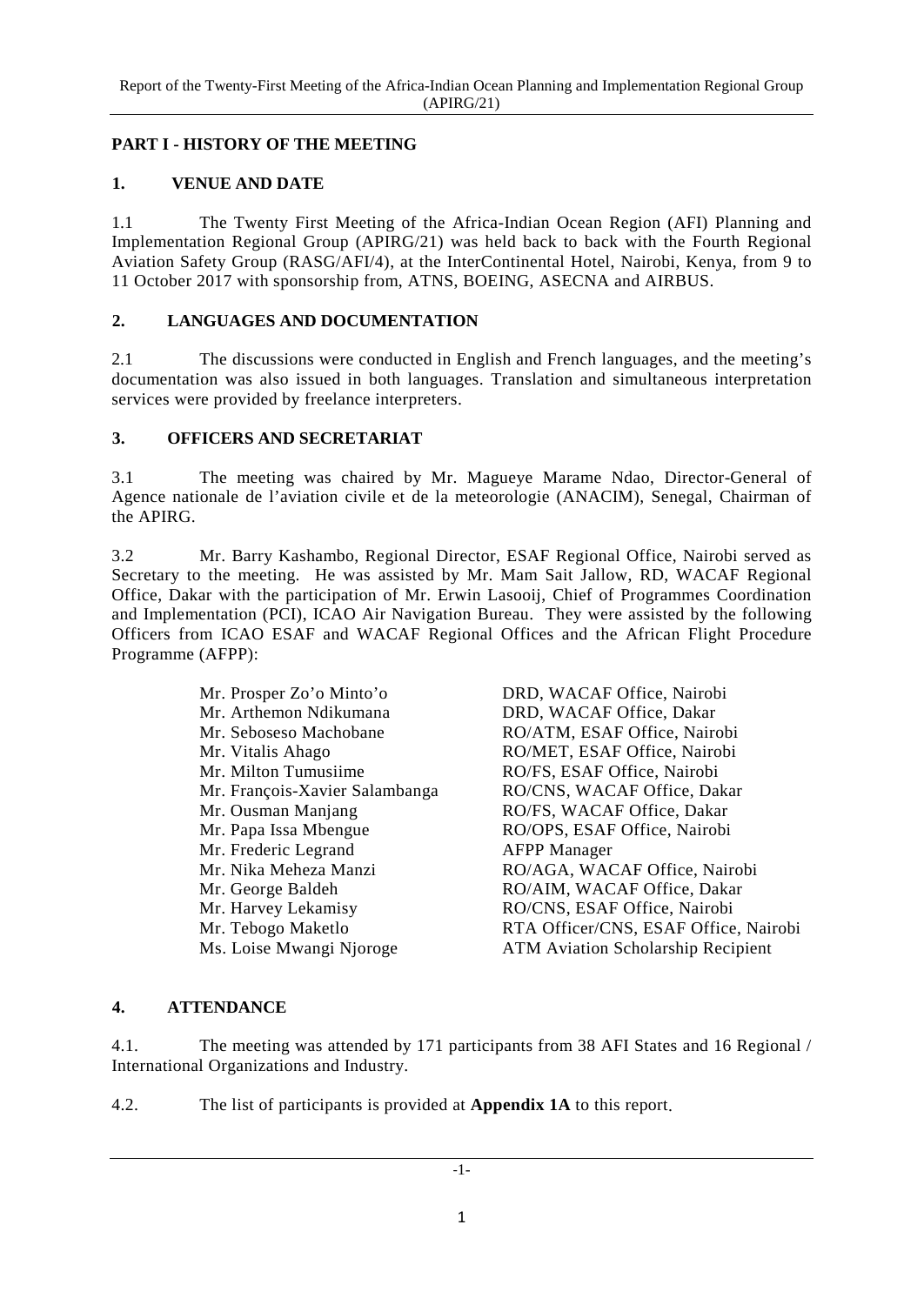## PART I - HISTORY OF THE MEETING

### 1. VENUE AND DATE

1.1 The Twenty First Meeting of the Africa-Indian Ocean Region (AFI) Planning and Implementation Regional Group (APIRG/21) was held back to back with the Fourth Regional Aviation Safety Group (RASG/AFI/4), at the InterContinental Hotel, Nairobi, Kenya, from 9 to 11 October 2017 with sponsorship from, ATNS, BOEING, ASECNA and AIRBUS.

### 2. LANGUAGES AND DOCUMENTATION

2.1 The discussions were conducted in English and French languages, and the meeting's documentation was also issued in both languages. Translation and simultaneous interpretation services were provided by freelance interpreters.

### 3. OFFICERS AND SECRETARIAT

3.1 The meeting was chaired by Mr. Magueye Marame Ndao, Director-General of Agence nationale de l'aviation civile et de la meteorologie (ANACIM), Senegal, Chairman of the APIRG.

3.2 Mr. Barry Kashambo, Regional Director, ESAF Regional Office, Nairobi served as Secretary to the meeting. He was assisted by Mr. Mam Sait Jallow, RD, WACAF Regional Office, Dakar with the participation of Mr. Erwin Lasooij, Chief of Programmes Coordination and Implementation (PCI), ICAO Air Navigation Bureau. They were assisted by the following Officers from ICAO ESAF and WACAF Regional Offices and the African Flight Procedure Programme (AFPP):

| | |
|---|---|
| Mr. Prosper Zo'o Minto'o | DRD, WACAF Office, Nairobi |
| Mr. Arthemon Ndikumana | DRD, WACAF Office, Dakar |
| Mr. Seboseso Machobane | RO/ATM, ESAF Office, Nairobi |
| Mr. Vitalis Ahago | RO/MET, ESAF Office, Nairobi |
| Mr. Milton Tumusiime | RO/FS, ESAF Office, Nairobi |
| Mr. François-Xavier Salambanga | RO/CNS, WACAF Office, Dakar |
| Mr. Ousman Manjang | RO/FS, WACAF Office, Dakar |
| Mr. Papa Issa Mbengue | RO/OPS, ESAF Office, Nairobi |
| Mr. Frederic Legrand | AFPP Manager |
| Mr. Nika Meheza Manzi | RO/AGA, WACAF Office, Nairobi |
| Mr. George Baldeh | RO/AIM, WACAF Office, Dakar |
| Mr. Harvey Lekamisy | RO/CNS, ESAF Office, Nairobi |
| Mr. Tebogo Maketlo | RTA Officer/CNS, ESAF Office, Nairobi |
| Ms. Loise Mwangi Njoroge | ATM Aviation Scholarship Recipient |

### 4. ATTENDANCE

4.1. The meeting was attended by 171 participants from 38 AFI States and 16 Regional / International Organizations and Industry.

4.2. The list of participants is provided at **Appendix 1A** to this report.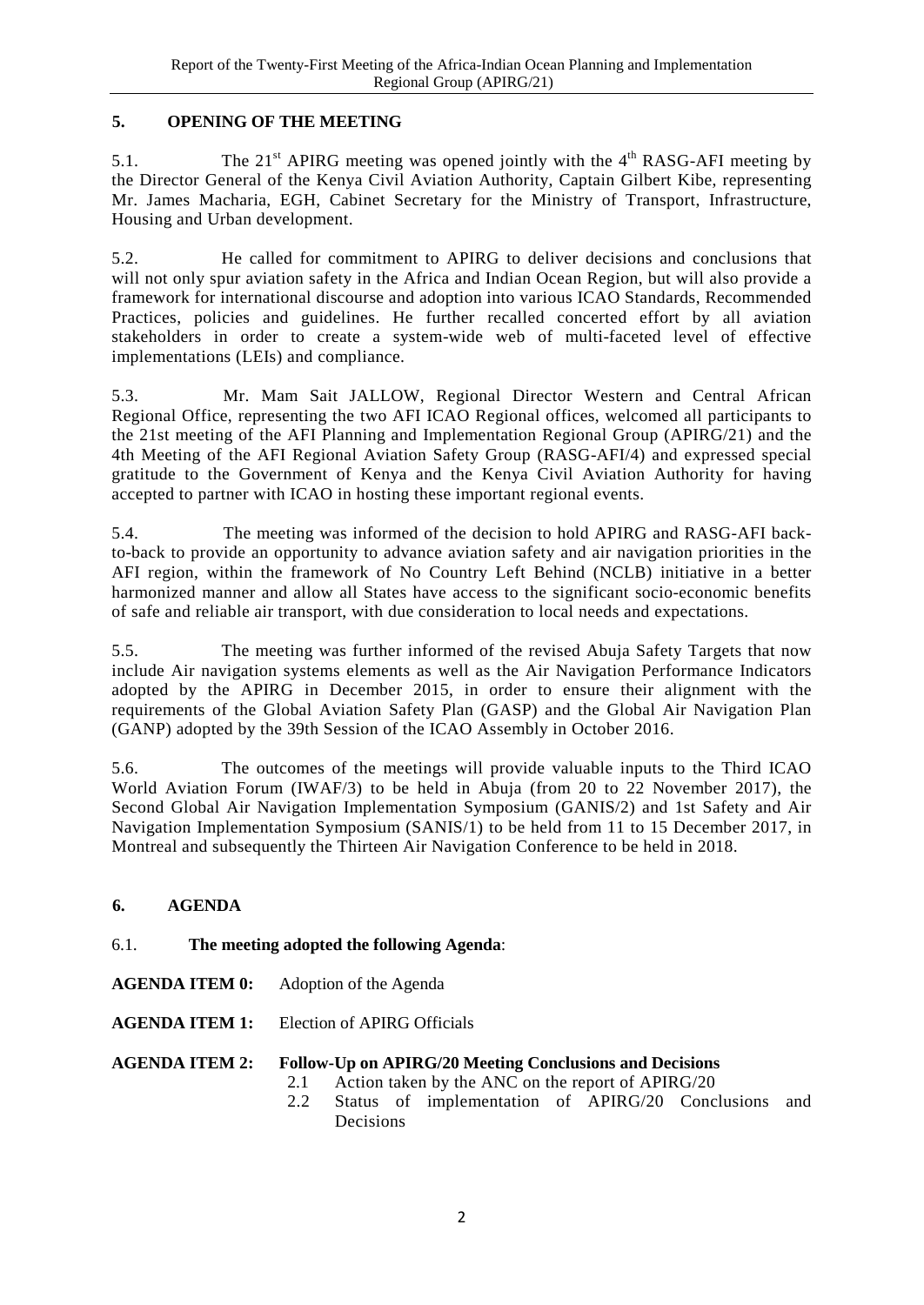## 5. OPENING OF THE MEETING

5.1. The 21st APIRG meeting was opened jointly with the 4th RASG-AFI meeting by the Director General of the Kenya Civil Aviation Authority, Captain Gilbert Kibe, representing Mr. James Macharia, EGH, Cabinet Secretary for the Ministry of Transport, Infrastructure, Housing and Urban development.

5.2. He called for commitment to APIRG to deliver decisions and conclusions that will not only spur aviation safety in the Africa and Indian Ocean Region, but will also provide a framework for international discourse and adoption into various ICAO Standards, Recommended Practices, policies and guidelines. He further recalled concerted effort by all aviation stakeholders in order to create a system-wide web of multi-faceted level of effective implementations (LEIs) and compliance.

5.3. Mr. Mam Sait JALLOW, Regional Director Western and Central African Regional Office, representing the two AFI ICAO Regional offices, welcomed all participants to the 21st meeting of the AFI Planning and Implementation Regional Group (APIRG/21) and the 4th Meeting of the AFI Regional Aviation Safety Group (RASG-AFI/4) and expressed special gratitude to the Government of Kenya and the Kenya Civil Aviation Authority for having accepted to partner with ICAO in hosting these important regional events.

5.4. The meeting was informed of the decision to hold APIRG and RASG-AFI back-to-back to provide an opportunity to advance aviation safety and air navigation priorities in the AFI region, within the framework of No Country Left Behind (NCLB) initiative in a better harmonized manner and allow all States have access to the significant socio-economic benefits of safe and reliable air transport, with due consideration to local needs and expectations.

5.5. The meeting was further informed of the revised Abuja Safety Targets that now include Air navigation systems elements as well as the Air Navigation Performance Indicators adopted by the APIRG in December 2015, in order to ensure their alignment with the requirements of the Global Aviation Safety Plan (GASP) and the Global Air Navigation Plan (GANP) adopted by the 39th Session of the ICAO Assembly in October 2016.

5.6. The outcomes of the meetings will provide valuable inputs to the Third ICAO World Aviation Forum (IWAF/3) to be held in Abuja (from 20 to 22 November 2017), the Second Global Air Navigation Implementation Symposium (GANIS/2) and 1st Safety and Air Navigation Implementation Symposium (SANIS/1) to be held from 11 to 15 December 2017, in Montreal and subsequently the Thirteen Air Navigation Conference to be held in 2018.

## 6. AGENDA

6.1. **The meeting adopted the following Agenda**:

**AGENDA ITEM 0:** Adoption of the Agenda

**AGENDA ITEM 1:** Election of APIRG Officials

**AGENDA ITEM 2:** **Follow-Up on APIRG/20 Meeting Conclusions and Decisions**

- 2.1 Action taken by the ANC on the report of APIRG/20
- 2.2 Status of implementation of APIRG/20 Conclusions and Decisions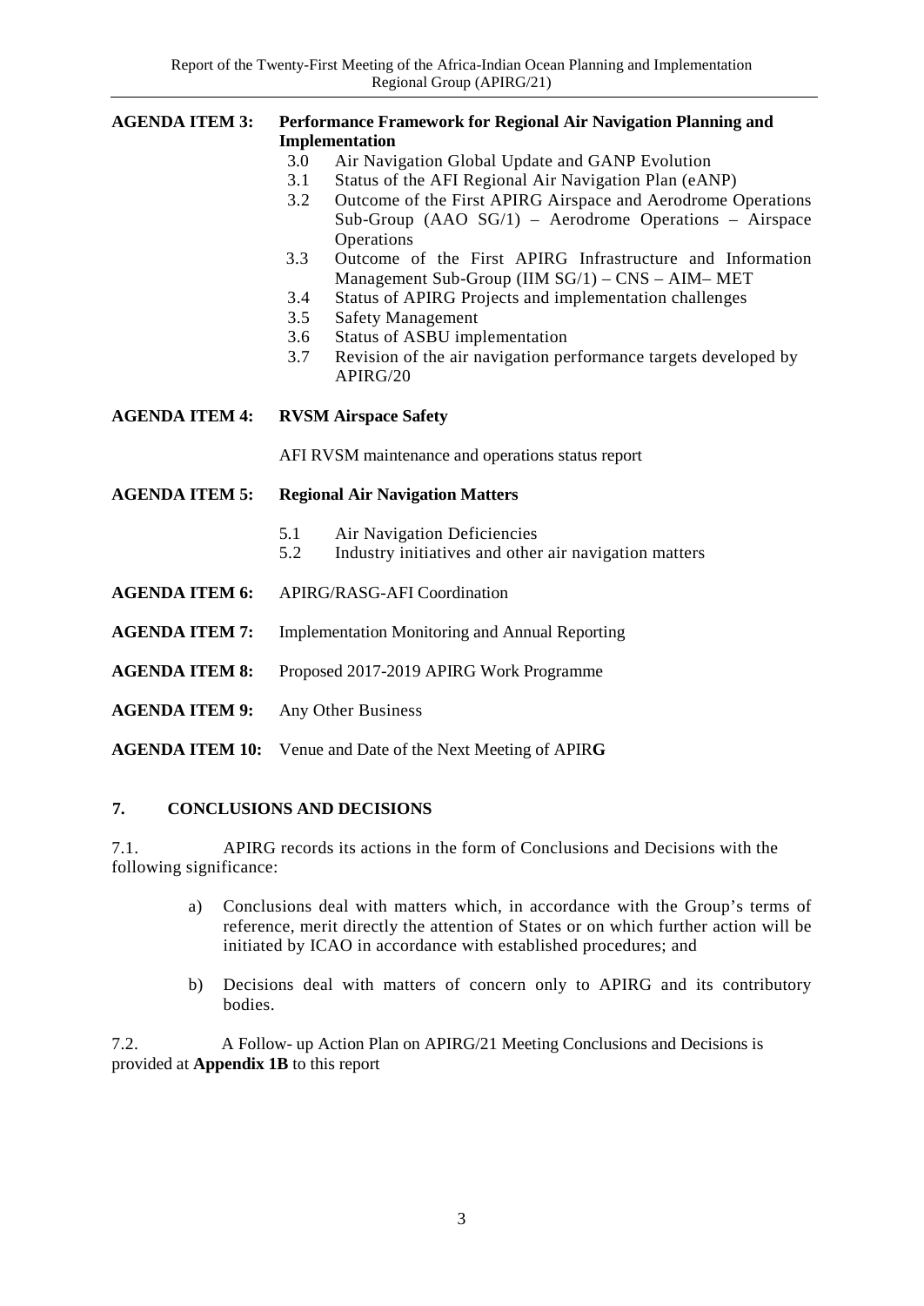**AGENDA ITEM 3: Performance Framework for Regional Air Navigation Planning and Implementation**

- 3.0 Air Navigation Global Update and GANP Evolution
- 3.1 Status of the AFI Regional Air Navigation Plan (eANP)
- 3.2 Outcome of the First APIRG Airspace and Aerodrome Operations Sub-Group (AAO SG/1) – Aerodrome Operations – Airspace Operations
- 3.3 Outcome of the First APIRG Infrastructure and Information Management Sub-Group (IIM SG/1) – CNS – AIM– MET
- 3.4 Status of APIRG Projects and implementation challenges
- 3.5 Safety Management
- 3.6 Status of ASBU implementation
- 3.7 Revision of the air navigation performance targets developed by APIRG/20

**AGENDA ITEM 4: RVSM Airspace Safety**

AFI RVSM maintenance and operations status report

**AGENDA ITEM 5: Regional Air Navigation Matters**

- 5.1 Air Navigation Deficiencies
- 5.2 Industry initiatives and other air navigation matters

**AGENDA ITEM 6:** APIRG/RASG-AFI Coordination

**AGENDA ITEM 7:** Implementation Monitoring and Annual Reporting

**AGENDA ITEM 8:** Proposed 2017-2019 APIRG Work Programme

**AGENDA ITEM 9:** Any Other Business

**AGENDA ITEM 10:** Venue and Date of the Next Meeting of APIR**G**

## 7. CONCLUSIONS AND DECISIONS

7.1. APIRG records its actions in the form of Conclusions and Decisions with the following significance:

a) Conclusions deal with matters which, in accordance with the Group's terms of reference, merit directly the attention of States or on which further action will be initiated by ICAO in accordance with established procedures; and

b) Decisions deal with matters of concern only to APIRG and its contributory bodies.

7.2. A Follow- up Action Plan on APIRG/21 Meeting Conclusions and Decisions is provided at **Appendix 1B** to this report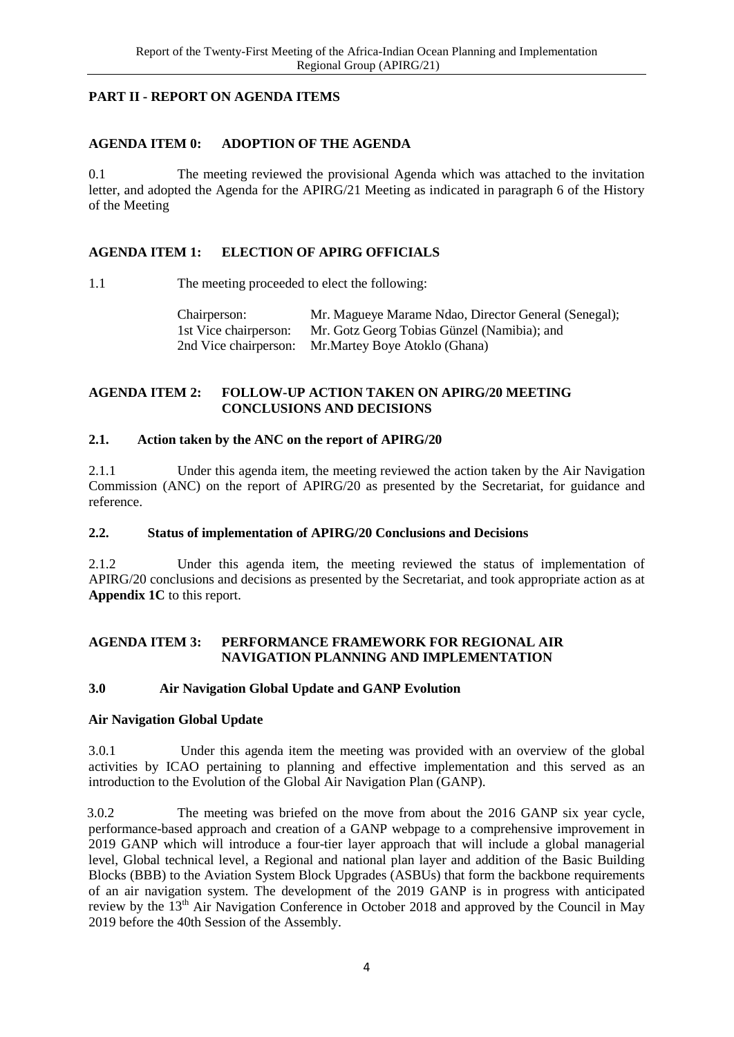## PART II - REPORT ON AGENDA ITEMS

### AGENDA ITEM 0: ADOPTION OF THE AGENDA

0.1 The meeting reviewed the provisional Agenda which was attached to the invitation letter, and adopted the Agenda for the APIRG/21 Meeting as indicated in paragraph 6 of the History of the Meeting

### AGENDA ITEM 1: ELECTION OF APIRG OFFICIALS

1.1 The meeting proceeded to elect the following:

| | |
|---|---|
| Chairperson: | Mr. Magueye Marame Ndao, Director General (Senegal); |
| 1st Vice chairperson: | Mr. Gotz Georg Tobias Günzel (Namibia); and |
| 2nd Vice chairperson: | Mr.Martey Boye Atoklo (Ghana) |

### AGENDA ITEM 2: FOLLOW-UP ACTION TAKEN ON APIRG/20 MEETING CONCLUSIONS AND DECISIONS

#### 2.1. Action taken by the ANC on the report of APIRG/20

2.1.1 Under this agenda item, the meeting reviewed the action taken by the Air Navigation Commission (ANC) on the report of APIRG/20 as presented by the Secretariat, for guidance and reference.

#### 2.2. Status of implementation of APIRG/20 Conclusions and Decisions

2.1.2 Under this agenda item, the meeting reviewed the status of implementation of APIRG/20 conclusions and decisions as presented by the Secretariat, and took appropriate action as at **Appendix 1C** to this report.

### AGENDA ITEM 3: PERFORMANCE FRAMEWORK FOR REGIONAL AIR NAVIGATION PLANNING AND IMPLEMENTATION

#### 3.0 Air Navigation Global Update and GANP Evolution

**Air Navigation Global Update**

3.0.1 Under this agenda item the meeting was provided with an overview of the global activities by ICAO pertaining to planning and effective implementation and this served as an introduction to the Evolution of the Global Air Navigation Plan (GANP).

3.0.2 The meeting was briefed on the move from about the 2016 GANP six year cycle, performance-based approach and creation of a GANP webpage to a comprehensive improvement in 2019 GANP which will introduce a four-tier layer approach that will include a global managerial level, Global technical level, a Regional and national plan layer and addition of the Basic Building Blocks (BBB) to the Aviation System Block Upgrades (ASBUs) that form the backbone requirements of an air navigation system. The development of the 2019 GANP is in progress with anticipated review by the 13th Air Navigation Conference in October 2018 and approved by the Council in May 2019 before the 40th Session of the Assembly.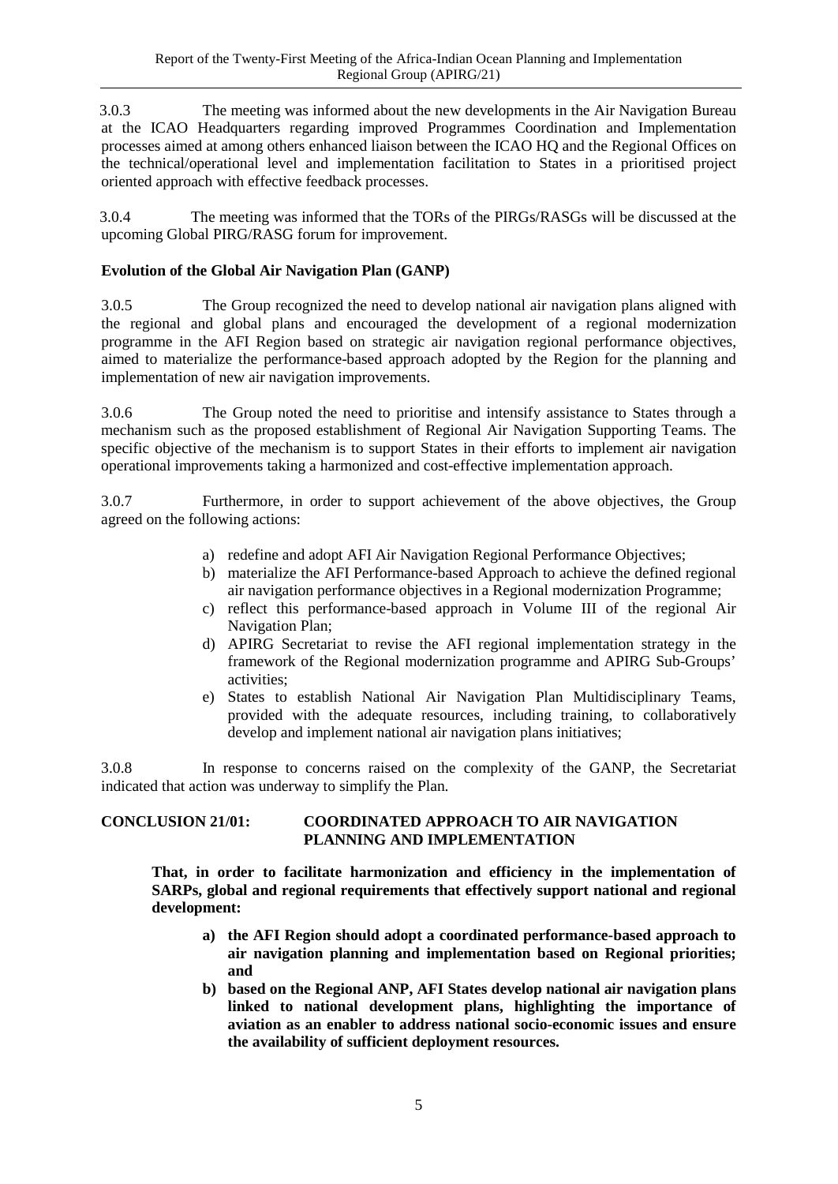3.0.3 The meeting was informed about the new developments in the Air Navigation Bureau at the ICAO Headquarters regarding improved Programmes Coordination and Implementation processes aimed at among others enhanced liaison between the ICAO HQ and the Regional Offices on the technical/operational level and implementation facilitation to States in a prioritised project oriented approach with effective feedback processes.

3.0.4 The meeting was informed that the TORs of the PIRGs/RASGs will be discussed at the upcoming Global PIRG/RASG forum for improvement.

**Evolution of the Global Air Navigation Plan (GANP)**

3.0.5 The Group recognized the need to develop national air navigation plans aligned with the regional and global plans and encouraged the development of a regional modernization programme in the AFI Region based on strategic air navigation regional performance objectives, aimed to materialize the performance-based approach adopted by the Region for the planning and implementation of new air navigation improvements.

3.0.6 The Group noted the need to prioritise and intensify assistance to States through a mechanism such as the proposed establishment of Regional Air Navigation Supporting Teams. The specific objective of the mechanism is to support States in their efforts to implement air navigation operational improvements taking a harmonized and cost-effective implementation approach.

3.0.7 Furthermore, in order to support achievement of the above objectives, the Group agreed on the following actions:

a) redefine and adopt AFI Air Navigation Regional Performance Objectives;
b) materialize the AFI Performance-based Approach to achieve the defined regional air navigation performance objectives in a Regional modernization Programme;
c) reflect this performance-based approach in Volume III of the regional Air Navigation Plan;
d) APIRG Secretariat to revise the AFI regional implementation strategy in the framework of the Regional modernization programme and APIRG Sub-Groups' activities;
e) States to establish National Air Navigation Plan Multidisciplinary Teams, provided with the adequate resources, including training, to collaboratively develop and implement national air navigation plans initiatives;

3.0.8 In response to concerns raised on the complexity of the GANP, the Secretariat indicated that action was underway to simplify the Plan.

**CONCLUSION 21/01: COORDINATED APPROACH TO AIR NAVIGATION PLANNING AND IMPLEMENTATION**

**That, in order to facilitate harmonization and efficiency in the implementation of SARPs, global and regional requirements that effectively support national and regional development:**

**a) the AFI Region should adopt a coordinated performance-based approach to air navigation planning and implementation based on Regional priorities; and**

**b) based on the Regional ANP, AFI States develop national air navigation plans linked to national development plans, highlighting the importance of aviation as an enabler to address national socio-economic issues and ensure the availability of sufficient deployment resources.**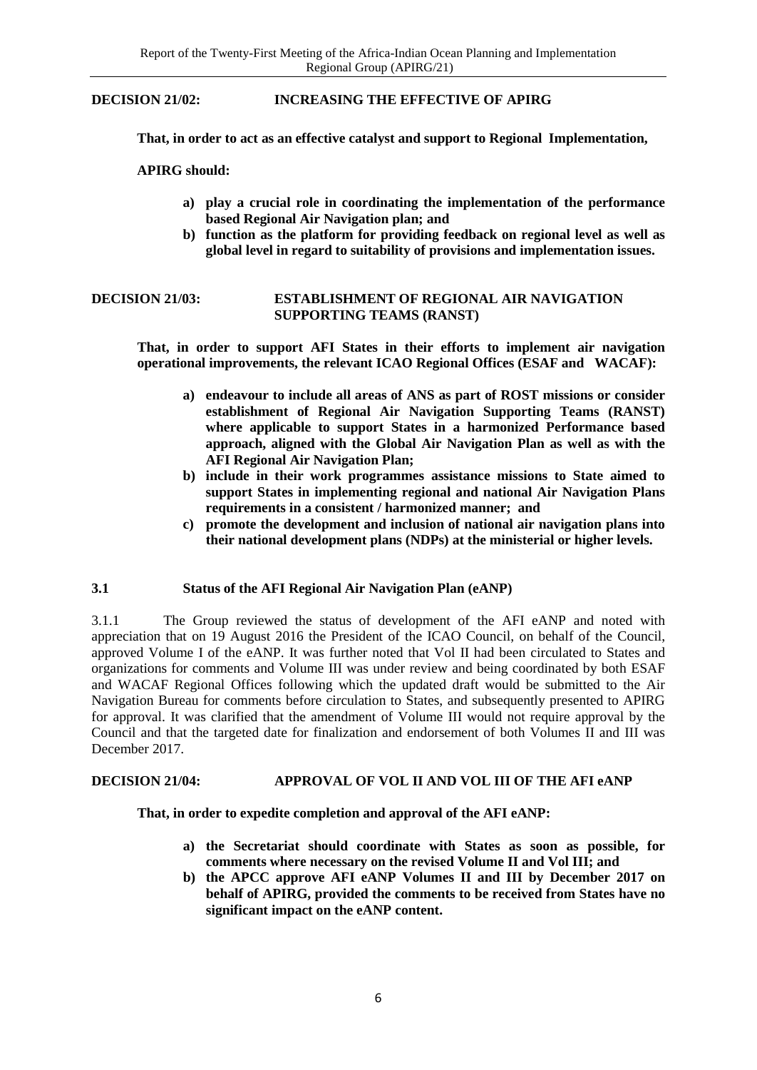**DECISION 21/02: INCREASING THE EFFECTIVE OF APIRG**

**That, in order to act as an effective catalyst and support to Regional Implementation,**

**APIRG should:**

- **a) play a crucial role in coordinating the implementation of the performance based Regional Air Navigation plan; and**
- **b) function as the platform for providing feedback on regional level as well as global level in regard to suitability of provisions and implementation issues.**

**DECISION 21/03: ESTABLISHMENT OF REGIONAL AIR NAVIGATION SUPPORTING TEAMS (RANST)**

**That, in order to support AFI States in their efforts to implement air navigation operational improvements, the relevant ICAO Regional Offices (ESAF and WACAF):**

- **a) endeavour to include all areas of ANS as part of ROST missions or consider establishment of Regional Air Navigation Supporting Teams (RANST) where applicable to support States in a harmonized Performance based approach, aligned with the Global Air Navigation Plan as well as with the AFI Regional Air Navigation Plan;**
- **b) include in their work programmes assistance missions to State aimed to support States in implementing regional and national Air Navigation Plans requirements in a consistent / harmonized manner; and**
- **c) promote the development and inclusion of national air navigation plans into their national development plans (NDPs) at the ministerial or higher levels.**

## 3.1 Status of the AFI Regional Air Navigation Plan (eANP)

3.1.1 The Group reviewed the status of development of the AFI eANP and noted with appreciation that on 19 August 2016 the President of the ICAO Council, on behalf of the Council, approved Volume I of the eANP. It was further noted that Vol II had been circulated to States and organizations for comments and Volume III was under review and being coordinated by both ESAF and WACAF Regional Offices following which the updated draft would be submitted to the Air Navigation Bureau for comments before circulation to States, and subsequently presented to APIRG for approval. It was clarified that the amendment of Volume III would not require approval by the Council and that the targeted date for finalization and endorsement of both Volumes II and III was December 2017.

**DECISION 21/04: APPROVAL OF VOL II AND VOL III OF THE AFI eANP**

**That, in order to expedite completion and approval of the AFI eANP:**

- **a) the Secretariat should coordinate with States as soon as possible, for comments where necessary on the revised Volume II and Vol III; and**
- **b) the APCC approve AFI eANP Volumes II and III by December 2017 on behalf of APIRG, provided the comments to be received from States have no significant impact on the eANP content.**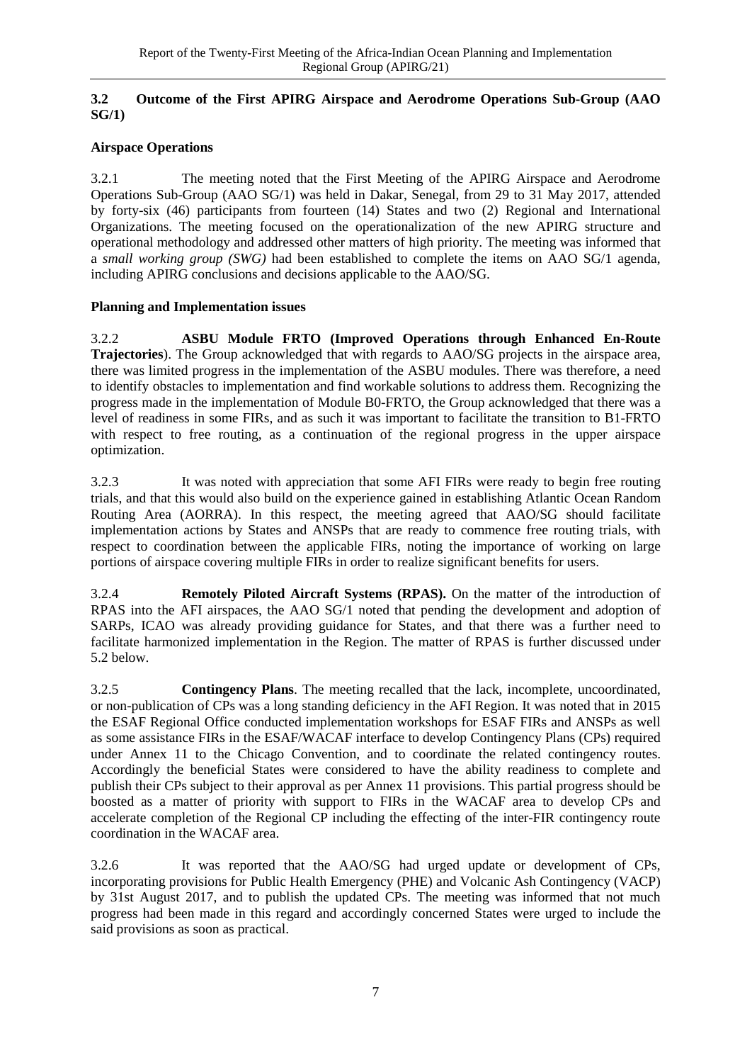### 3.2 Outcome of the First APIRG Airspace and Aerodrome Operations Sub-Group (AAO SG/1)

**Airspace Operations**

3.2.1 The meeting noted that the First Meeting of the APIRG Airspace and Aerodrome Operations Sub-Group (AAO SG/1) was held in Dakar, Senegal, from 29 to 31 May 2017, attended by forty-six (46) participants from fourteen (14) States and two (2) Regional and International Organizations. The meeting focused on the operationalization of the new APIRG structure and operational methodology and addressed other matters of high priority. The meeting was informed that a *small working group (SWG)* had been established to complete the items on AAO SG/1 agenda, including APIRG conclusions and decisions applicable to the AAO/SG.

**Planning and Implementation issues**

3.2.2 **ASBU Module FRTO (Improved Operations through Enhanced En-Route Trajectories**). The Group acknowledged that with regards to AAO/SG projects in the airspace area, there was limited progress in the implementation of the ASBU modules. There was therefore, a need to identify obstacles to implementation and find workable solutions to address them. Recognizing the progress made in the implementation of Module B0-FRTO, the Group acknowledged that there was a level of readiness in some FIRs, and as such it was important to facilitate the transition to B1-FRTO with respect to free routing, as a continuation of the regional progress in the upper airspace optimization.

3.2.3 It was noted with appreciation that some AFI FIRs were ready to begin free routing trials, and that this would also build on the experience gained in establishing Atlantic Ocean Random Routing Area (AORRA). In this respect, the meeting agreed that AAO/SG should facilitate implementation actions by States and ANSPs that are ready to commence free routing trials, with respect to coordination between the applicable FIRs, noting the importance of working on large portions of airspace covering multiple FIRs in order to realize significant benefits for users.

3.2.4 **Remotely Piloted Aircraft Systems (RPAS).** On the matter of the introduction of RPAS into the AFI airspaces, the AAO SG/1 noted that pending the development and adoption of SARPs, ICAO was already providing guidance for States, and that there was a further need to facilitate harmonized implementation in the Region. The matter of RPAS is further discussed under 5.2 below.

3.2.5 **Contingency Plans**. The meeting recalled that the lack, incomplete, uncoordinated, or non-publication of CPs was a long standing deficiency in the AFI Region. It was noted that in 2015 the ESAF Regional Office conducted implementation workshops for ESAF FIRs and ANSPs as well as some assistance FIRs in the ESAF/WACAF interface to develop Contingency Plans (CPs) required under Annex 11 to the Chicago Convention, and to coordinate the related contingency routes. Accordingly the beneficial States were considered to have the ability readiness to complete and publish their CPs subject to their approval as per Annex 11 provisions. This partial progress should be boosted as a matter of priority with support to FIRs in the WACAF area to develop CPs and accelerate completion of the Regional CP including the effecting of the inter-FIR contingency route coordination in the WACAF area.

3.2.6 It was reported that the AAO/SG had urged update or development of CPs, incorporating provisions for Public Health Emergency (PHE) and Volcanic Ash Contingency (VACP) by 31st August 2017, and to publish the updated CPs. The meeting was informed that not much progress had been made in this regard and accordingly concerned States were urged to include the said provisions as soon as practical.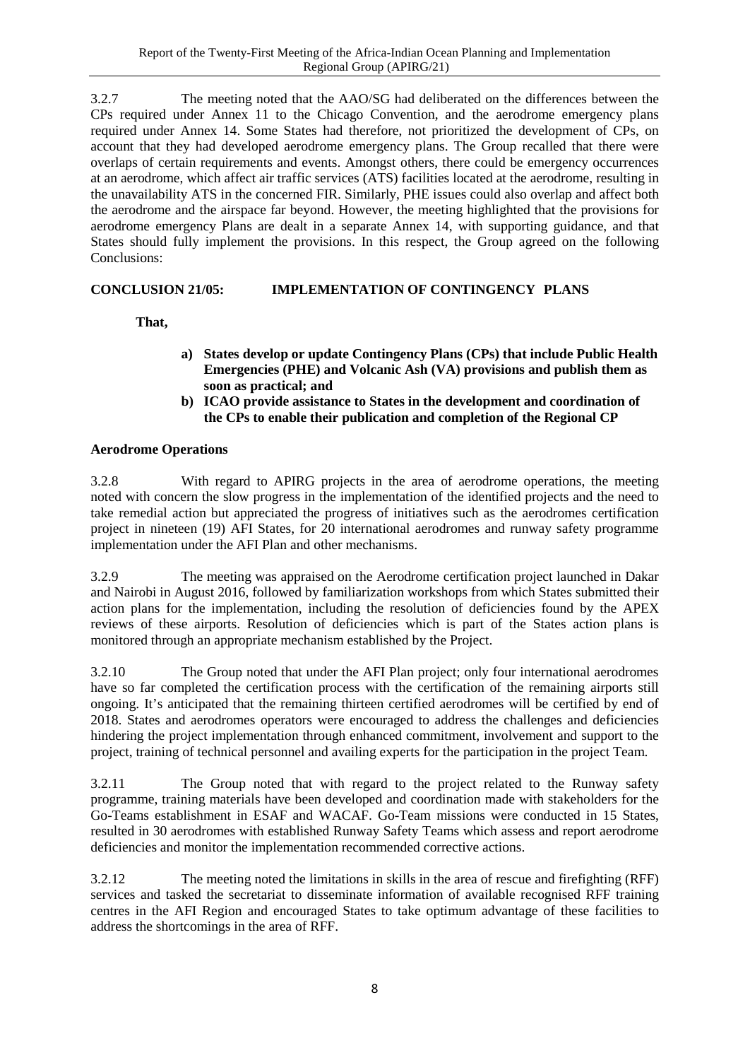3.2.7 The meeting noted that the AAO/SG had deliberated on the differences between the CPs required under Annex 11 to the Chicago Convention, and the aerodrome emergency plans required under Annex 14. Some States had therefore, not prioritized the development of CPs, on account that they had developed aerodrome emergency plans. The Group recalled that there were overlaps of certain requirements and events. Amongst others, there could be emergency occurrences at an aerodrome, which affect air traffic services (ATS) facilities located at the aerodrome, resulting in the unavailability ATS in the concerned FIR. Similarly, PHE issues could also overlap and affect both the aerodrome and the airspace far beyond. However, the meeting highlighted that the provisions for aerodrome emergency Plans are dealt in a separate Annex 14, with supporting guidance, and that States should fully implement the provisions. In this respect, the Group agreed on the following Conclusions:

**CONCLUSION 21/05: IMPLEMENTATION OF CONTINGENCY PLANS**

**That,**

- **a) States develop or update Contingency Plans (CPs) that include Public Health Emergencies (PHE) and Volcanic Ash (VA) provisions and publish them as soon as practical; and**
- **b) ICAO provide assistance to States in the development and coordination of the CPs to enable their publication and completion of the Regional CP**

**Aerodrome Operations**

3.2.8 With regard to APIRG projects in the area of aerodrome operations, the meeting noted with concern the slow progress in the implementation of the identified projects and the need to take remedial action but appreciated the progress of initiatives such as the aerodromes certification project in nineteen (19) AFI States, for 20 international aerodromes and runway safety programme implementation under the AFI Plan and other mechanisms.

3.2.9 The meeting was appraised on the Aerodrome certification project launched in Dakar and Nairobi in August 2016, followed by familiarization workshops from which States submitted their action plans for the implementation, including the resolution of deficiencies found by the APEX reviews of these airports. Resolution of deficiencies which is part of the States action plans is monitored through an appropriate mechanism established by the Project.

3.2.10 The Group noted that under the AFI Plan project; only four international aerodromes have so far completed the certification process with the certification of the remaining airports still ongoing. It's anticipated that the remaining thirteen certified aerodromes will be certified by end of 2018. States and aerodromes operators were encouraged to address the challenges and deficiencies hindering the project implementation through enhanced commitment, involvement and support to the project, training of technical personnel and availing experts for the participation in the project Team.

3.2.11 The Group noted that with regard to the project related to the Runway safety programme, training materials have been developed and coordination made with stakeholders for the Go-Teams establishment in ESAF and WACAF. Go-Team missions were conducted in 15 States, resulted in 30 aerodromes with established Runway Safety Teams which assess and report aerodrome deficiencies and monitor the implementation recommended corrective actions.

3.2.12 The meeting noted the limitations in skills in the area of rescue and firefighting (RFF) services and tasked the secretariat to disseminate information of available recognised RFF training centres in the AFI Region and encouraged States to take optimum advantage of these facilities to address the shortcomings in the area of RFF.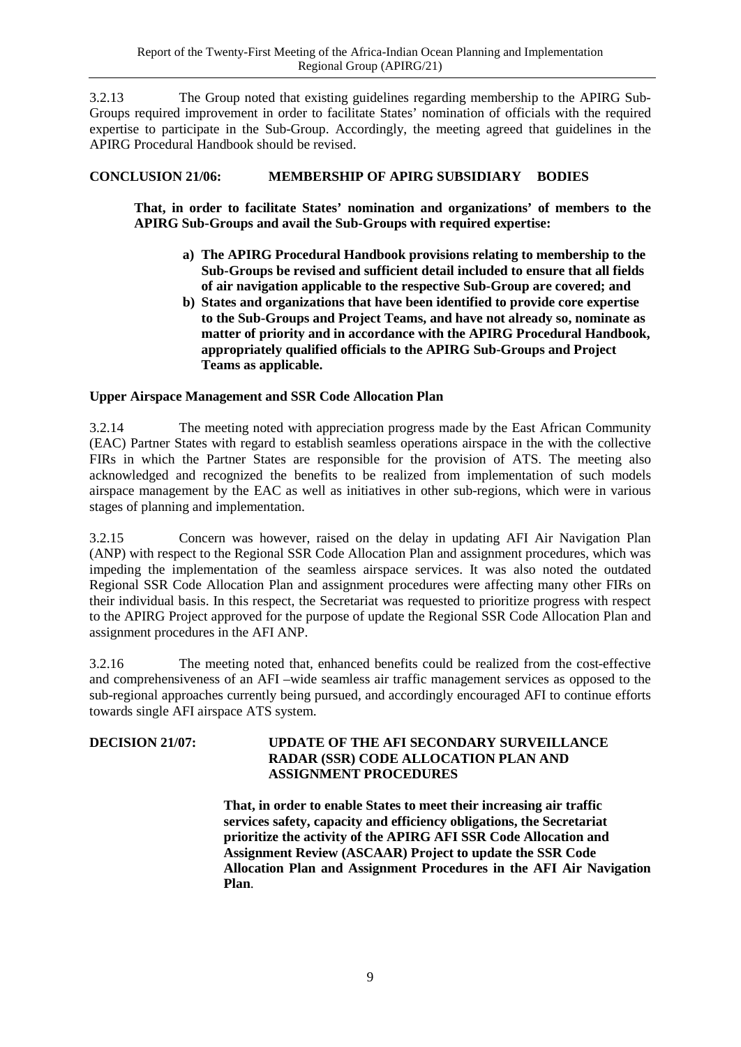3.2.13 The Group noted that existing guidelines regarding membership to the APIRG Sub-Groups required improvement in order to facilitate States' nomination of officials with the required expertise to participate in the Sub-Group. Accordingly, the meeting agreed that guidelines in the APIRG Procedural Handbook should be revised.

**CONCLUSION 21/06: MEMBERSHIP OF APIRG SUBSIDIARY BODIES**

**That, in order to facilitate States' nomination and organizations' of members to the APIRG Sub-Groups and avail the Sub-Groups with required expertise:**

**a) The APIRG Procedural Handbook provisions relating to membership to the Sub-Groups be revised and sufficient detail included to ensure that all fields of air navigation applicable to the respective Sub-Group are covered; and**

**b) States and organizations that have been identified to provide core expertise to the Sub-Groups and Project Teams, and have not already so, nominate as matter of priority and in accordance with the APIRG Procedural Handbook, appropriately qualified officials to the APIRG Sub-Groups and Project Teams as applicable.**

**Upper Airspace Management and SSR Code Allocation Plan**

3.2.14 The meeting noted with appreciation progress made by the East African Community (EAC) Partner States with regard to establish seamless operations airspace in the with the collective FIRs in which the Partner States are responsible for the provision of ATS. The meeting also acknowledged and recognized the benefits to be realized from implementation of such models airspace management by the EAC as well as initiatives in other sub-regions, which were in various stages of planning and implementation.

3.2.15 Concern was however, raised on the delay in updating AFI Air Navigation Plan (ANP) with respect to the Regional SSR Code Allocation Plan and assignment procedures, which was impeding the implementation of the seamless airspace services. It was also noted the outdated Regional SSR Code Allocation Plan and assignment procedures were affecting many other FIRs on their individual basis. In this respect, the Secretariat was requested to prioritize progress with respect to the APIRG Project approved for the purpose of update the Regional SSR Code Allocation Plan and assignment procedures in the AFI ANP.

3.2.16 The meeting noted that, enhanced benefits could be realized from the cost-effective and comprehensiveness of an AFI –wide seamless air traffic management services as opposed to the sub-regional approaches currently being pursued, and accordingly encouraged AFI to continue efforts towards single AFI airspace ATS system.

**DECISION 21/07: UPDATE OF THE AFI SECONDARY SURVEILLANCE RADAR (SSR) CODE ALLOCATION PLAN AND ASSIGNMENT PROCEDURES**

**That, in order to enable States to meet their increasing air traffic services safety, capacity and efficiency obligations, the Secretariat prioritize the activity of the APIRG AFI SSR Code Allocation and Assignment Review (ASCAAR) Project to update the SSR Code Allocation Plan and Assignment Procedures in the AFI Air Navigation Plan**.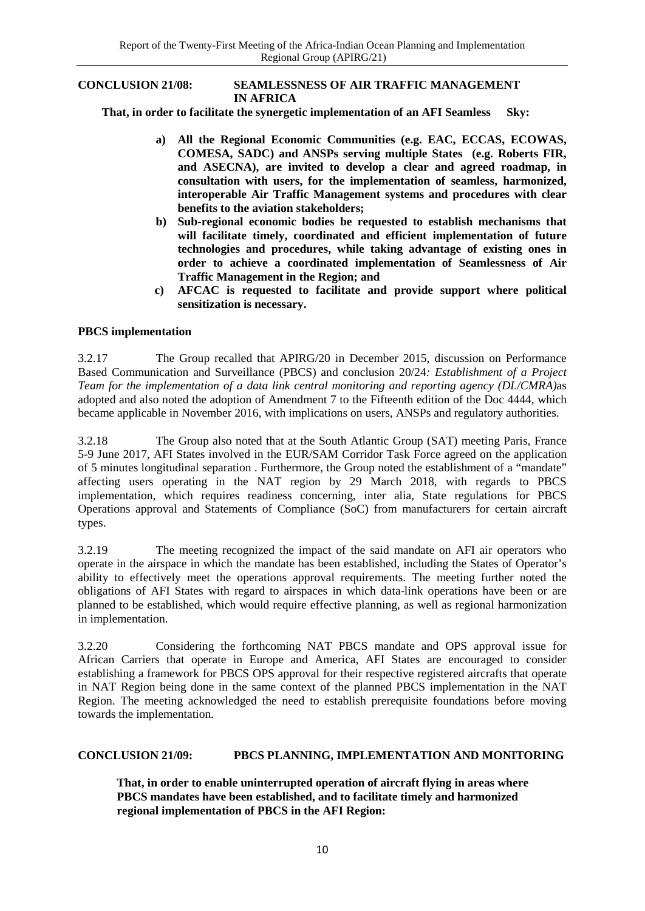**CONCLUSION 21/08: SEAMLESSNESS OF AIR TRAFFIC MANAGEMENT IN AFRICA**

**That, in order to facilitate the synergetic implementation of an AFI Seamless Sky:**

- **a) All the Regional Economic Communities (e.g. EAC, ECCAS, ECOWAS, COMESA, SADC) and ANSPs serving multiple States (e.g. Roberts FIR, and ASECNA), are invited to develop a clear and agreed roadmap, in consultation with users, for the implementation of seamless, harmonized, interoperable Air Traffic Management systems and procedures with clear benefits to the aviation stakeholders;**
- **b) Sub-regional economic bodies be requested to establish mechanisms that will facilitate timely, coordinated and efficient implementation of future technologies and procedures, while taking advantage of existing ones in order to achieve a coordinated implementation of Seamlessness of Air Traffic Management in the Region; and**
- **c) AFCAC is requested to facilitate and provide support where political sensitization is necessary.**

**PBCS implementation**

3.2.17 The Group recalled that APIRG/20 in December 2015, discussion on Performance Based Communication and Surveillance (PBCS) and conclusion 20/24*: Establishment of a Project Team for the implementation of a data link central monitoring and reporting agency (DL/CMRA)*as adopted and also noted the adoption of Amendment 7 to the Fifteenth edition of the Doc 4444, which became applicable in November 2016, with implications on users, ANSPs and regulatory authorities.

3.2.18 The Group also noted that at the South Atlantic Group (SAT) meeting Paris, France 5-9 June 2017, AFI States involved in the EUR/SAM Corridor Task Force agreed on the application of 5 minutes longitudinal separation . Furthermore, the Group noted the establishment of a "mandate" affecting users operating in the NAT region by 29 March 2018, with regards to PBCS implementation, which requires readiness concerning, inter alia, State regulations for PBCS Operations approval and Statements of Compliance (SoC) from manufacturers for certain aircraft types.

3.2.19 The meeting recognized the impact of the said mandate on AFI air operators who operate in the airspace in which the mandate has been established, including the States of Operator's ability to effectively meet the operations approval requirements. The meeting further noted the obligations of AFI States with regard to airspaces in which data-link operations have been or are planned to be established, which would require effective planning, as well as regional harmonization in implementation.

3.2.20 Considering the forthcoming NAT PBCS mandate and OPS approval issue for African Carriers that operate in Europe and America, AFI States are encouraged to consider establishing a framework for PBCS OPS approval for their respective registered aircrafts that operate in NAT Region being done in the same context of the planned PBCS implementation in the NAT Region. The meeting acknowledged the need to establish prerequisite foundations before moving towards the implementation.

**CONCLUSION 21/09: PBCS PLANNING, IMPLEMENTATION AND MONITORING**

**That, in order to enable uninterrupted operation of aircraft flying in areas where PBCS mandates have been established, and to facilitate timely and harmonized regional implementation of PBCS in the AFI Region:**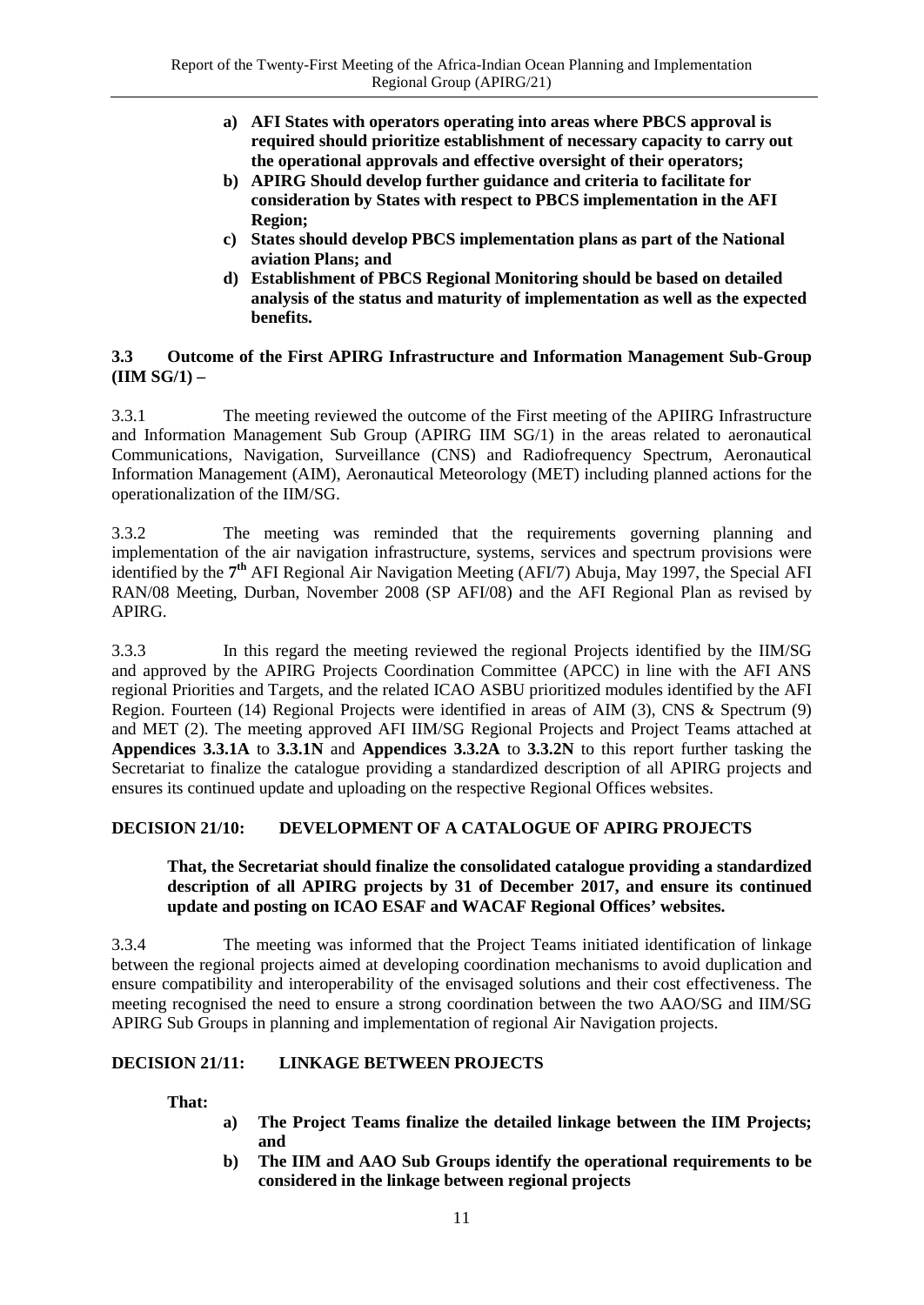- **a) AFI States with operators operating into areas where PBCS approval is required should prioritize establishment of necessary capacity to carry out the operational approvals and effective oversight of their operators;**
- **b) APIRG Should develop further guidance and criteria to facilitate for consideration by States with respect to PBCS implementation in the AFI Region;**
- **c) States should develop PBCS implementation plans as part of the National aviation Plans; and**
- **d) Establishment of PBCS Regional Monitoring should be based on detailed analysis of the status and maturity of implementation as well as the expected benefits.**

### 3.3 Outcome of the First APIRG Infrastructure and Information Management Sub-Group (IIM SG/1) –

3.3.1 The meeting reviewed the outcome of the First meeting of the APIIRG Infrastructure and Information Management Sub Group (APIRG IIM SG/1) in the areas related to aeronautical Communications, Navigation, Surveillance (CNS) and Radiofrequency Spectrum, Aeronautical Information Management (AIM), Aeronautical Meteorology (MET) including planned actions for the operationalization of the IIM/SG.

3.3.2 The meeting was reminded that the requirements governing planning and implementation of the air navigation infrastructure, systems, services and spectrum provisions were identified by the **7th** AFI Regional Air Navigation Meeting (AFI/7) Abuja, May 1997, the Special AFI RAN/08 Meeting, Durban, November 2008 (SP AFI/08) and the AFI Regional Plan as revised by APIRG.

3.3.3 In this regard the meeting reviewed the regional Projects identified by the IIM/SG and approved by the APIRG Projects Coordination Committee (APCC) in line with the AFI ANS regional Priorities and Targets, and the related ICAO ASBU prioritized modules identified by the AFI Region. Fourteen (14) Regional Projects were identified in areas of AIM (3), CNS & Spectrum (9) and MET (2). The meeting approved AFI IIM/SG Regional Projects and Project Teams attached at **Appendices 3.3.1A** to **3.3.1N** and **Appendices 3.3.2A** to **3.3.2N** to this report further tasking the Secretariat to finalize the catalogue providing a standardized description of all APIRG projects and ensures its continued update and uploading on the respective Regional Offices websites.

**DECISION 21/10: DEVELOPMENT OF A CATALOGUE OF APIRG PROJECTS**

**That, the Secretariat should finalize the consolidated catalogue providing a standardized description of all APIRG projects by 31 of December 2017, and ensure its continued update and posting on ICAO ESAF and WACAF Regional Offices' websites.**

3.3.4 The meeting was informed that the Project Teams initiated identification of linkage between the regional projects aimed at developing coordination mechanisms to avoid duplication and ensure compatibility and interoperability of the envisaged solutions and their cost effectiveness. The meeting recognised the need to ensure a strong coordination between the two AAO/SG and IIM/SG APIRG Sub Groups in planning and implementation of regional Air Navigation projects.

**DECISION 21/11: LINKAGE BETWEEN PROJECTS**

**That:**

- **a) The Project Teams finalize the detailed linkage between the IIM Projects; and**
- **b) The IIM and AAO Sub Groups identify the operational requirements to be considered in the linkage between regional projects**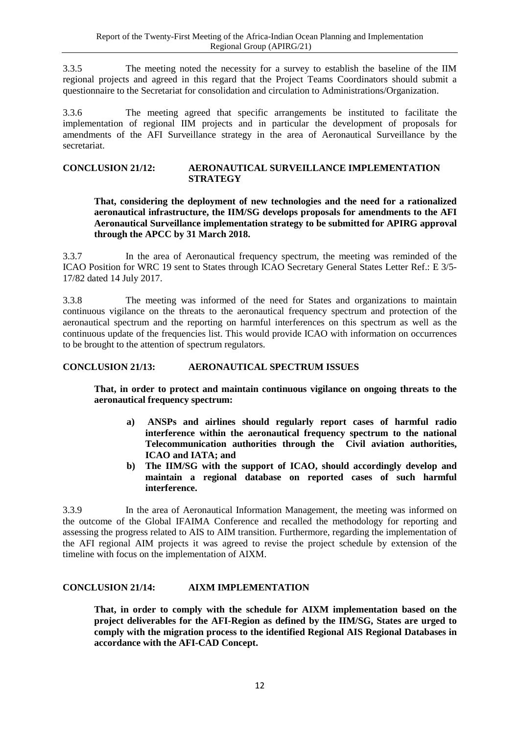3.3.5 The meeting noted the necessity for a survey to establish the baseline of the IIM regional projects and agreed in this regard that the Project Teams Coordinators should submit a questionnaire to the Secretariat for consolidation and circulation to Administrations/Organization.

3.3.6 The meeting agreed that specific arrangements be instituted to facilitate the implementation of regional IIM projects and in particular the development of proposals for amendments of the AFI Surveillance strategy in the area of Aeronautical Surveillance by the secretariat.

**CONCLUSION 21/12: AERONAUTICAL SURVEILLANCE IMPLEMENTATION STRATEGY**

**That, considering the deployment of new technologies and the need for a rationalized aeronautical infrastructure, the IIM/SG develops proposals for amendments to the AFI Aeronautical Surveillance implementation strategy to be submitted for APIRG approval through the APCC by 31 March 2018.**

3.3.7 In the area of Aeronautical frequency spectrum, the meeting was reminded of the ICAO Position for WRC 19 sent to States through ICAO Secretary General States Letter Ref.: E 3/5-17/82 dated 14 July 2017.

3.3.8 The meeting was informed of the need for States and organizations to maintain continuous vigilance on the threats to the aeronautical frequency spectrum and protection of the aeronautical spectrum and the reporting on harmful interferences on this spectrum as well as the continuous update of the frequencies list. This would provide ICAO with information on occurrences to be brought to the attention of spectrum regulators.

**CONCLUSION 21/13: AERONAUTICAL SPECTRUM ISSUES**

**That, in order to protect and maintain continuous vigilance on ongoing threats to the aeronautical frequency spectrum:**

- **a) ANSPs and airlines should regularly report cases of harmful radio interference within the aeronautical frequency spectrum to the national Telecommunication authorities through the Civil aviation authorities, ICAO and IATA; and**
- **b) The IIM/SG with the support of ICAO, should accordingly develop and maintain a regional database on reported cases of such harmful interference.**

3.3.9 In the area of Aeronautical Information Management, the meeting was informed on the outcome of the Global IFAIMA Conference and recalled the methodology for reporting and assessing the progress related to AIS to AIM transition. Furthermore, regarding the implementation of the AFI regional AIM projects it was agreed to revise the project schedule by extension of the timeline with focus on the implementation of AIXM.

**CONCLUSION 21/14: AIXM IMPLEMENTATION**

**That, in order to comply with the schedule for AIXM implementation based on the project deliverables for the AFI-Region as defined by the IIM/SG, States are urged to comply with the migration process to the identified Regional AIS Regional Databases in accordance with the AFI-CAD Concept.**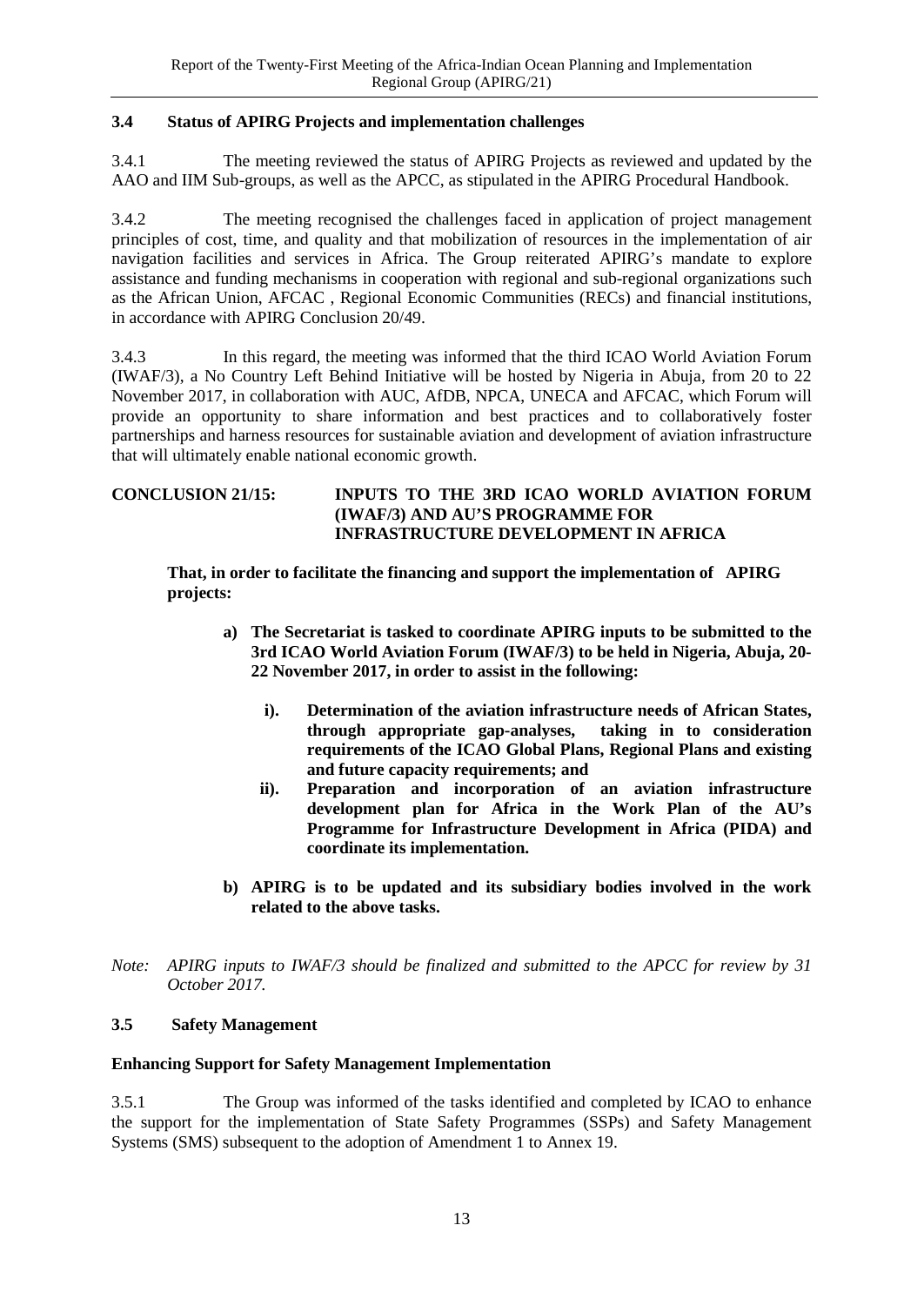### 3.4 Status of APIRG Projects and implementation challenges

3.4.1 The meeting reviewed the status of APIRG Projects as reviewed and updated by the AAO and IIM Sub-groups, as well as the APCC, as stipulated in the APIRG Procedural Handbook.

3.4.2 The meeting recognised the challenges faced in application of project management principles of cost, time, and quality and that mobilization of resources in the implementation of air navigation facilities and services in Africa. The Group reiterated APIRG's mandate to explore assistance and funding mechanisms in cooperation with regional and sub-regional organizations such as the African Union, AFCAC , Regional Economic Communities (RECs) and financial institutions, in accordance with APIRG Conclusion 20/49.

3.4.3 In this regard, the meeting was informed that the third ICAO World Aviation Forum (IWAF/3), a No Country Left Behind Initiative will be hosted by Nigeria in Abuja, from 20 to 22 November 2017, in collaboration with AUC, AfDB, NPCA, UNECA and AFCAC, which Forum will provide an opportunity to share information and best practices and to collaboratively foster partnerships and harness resources for sustainable aviation and development of aviation infrastructure that will ultimately enable national economic growth.

**CONCLUSION 21/15: INPUTS TO THE 3RD ICAO WORLD AVIATION FORUM (IWAF/3) AND AU'S PROGRAMME FOR INFRASTRUCTURE DEVELOPMENT IN AFRICA**

**That, in order to facilitate the financing and support the implementation of APIRG projects:**

**a) The Secretariat is tasked to coordinate APIRG inputs to be submitted to the 3rd ICAO World Aviation Forum (IWAF/3) to be held in Nigeria, Abuja, 20-22 November 2017, in order to assist in the following:**

**i). Determination of the aviation infrastructure needs of African States, through appropriate gap-analyses, taking in to consideration requirements of the ICAO Global Plans, Regional Plans and existing and future capacity requirements; and**

**ii). Preparation and incorporation of an aviation infrastructure development plan for Africa in the Work Plan of the AU's Programme for Infrastructure Development in Africa (PIDA) and coordinate its implementation.**

**b) APIRG is to be updated and its subsidiary bodies involved in the work related to the above tasks.**

*Note: APIRG inputs to IWAF/3 should be finalized and submitted to the APCC for review by 31 October 2017.*

### 3.5 Safety Management

**Enhancing Support for Safety Management Implementation**

3.5.1 The Group was informed of the tasks identified and completed by ICAO to enhance the support for the implementation of State Safety Programmes (SSPs) and Safety Management Systems (SMS) subsequent to the adoption of Amendment 1 to Annex 19.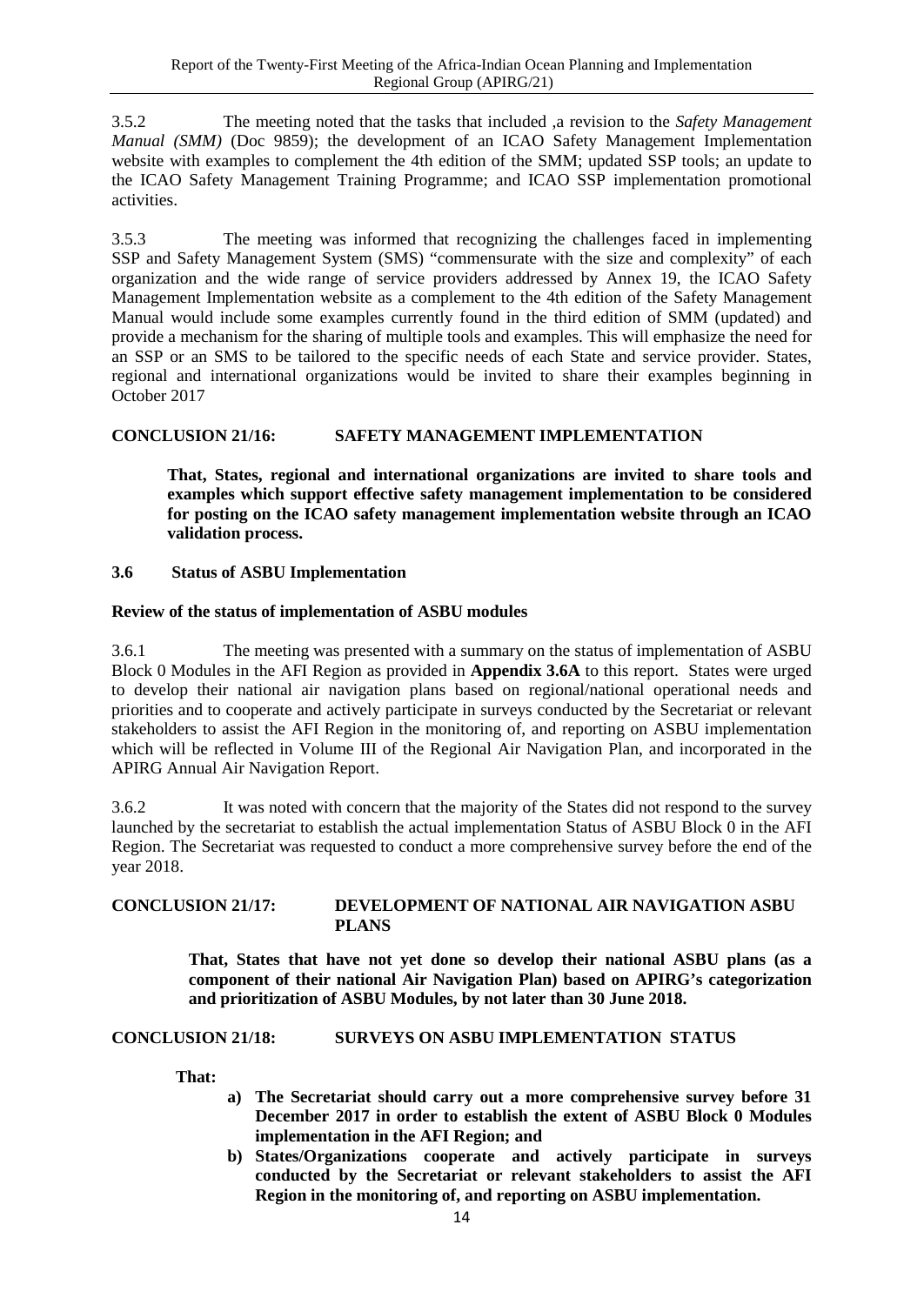3.5.2 The meeting noted that the tasks that included ,a revision to the *Safety Management Manual (SMM)* (Doc 9859); the development of an ICAO Safety Management Implementation website with examples to complement the 4th edition of the SMM; updated SSP tools; an update to the ICAO Safety Management Training Programme; and ICAO SSP implementation promotional activities.

3.5.3 The meeting was informed that recognizing the challenges faced in implementing SSP and Safety Management System (SMS) "commensurate with the size and complexity" of each organization and the wide range of service providers addressed by Annex 19, the ICAO Safety Management Implementation website as a complement to the 4th edition of the Safety Management Manual would include some examples currently found in the third edition of SMM (updated) and provide a mechanism for the sharing of multiple tools and examples. This will emphasize the need for an SSP or an SMS to be tailored to the specific needs of each State and service provider. States, regional and international organizations would be invited to share their examples beginning in October 2017

**CONCLUSION 21/16: SAFETY MANAGEMENT IMPLEMENTATION**

> **That, States, regional and international organizations are invited to share tools and examples which support effective safety management implementation to be considered for posting on the ICAO safety management implementation website through an ICAO validation process.**

### 3.6 Status of ASBU Implementation

**Review of the status of implementation of ASBU modules**

3.6.1 The meeting was presented with a summary on the status of implementation of ASBU Block 0 Modules in the AFI Region as provided in **Appendix 3.6A** to this report. States were urged to develop their national air navigation plans based on regional/national operational needs and priorities and to cooperate and actively participate in surveys conducted by the Secretariat or relevant stakeholders to assist the AFI Region in the monitoring of, and reporting on ASBU implementation which will be reflected in Volume III of the Regional Air Navigation Plan, and incorporated in the APIRG Annual Air Navigation Report.

3.6.2 It was noted with concern that the majority of the States did not respond to the survey launched by the secretariat to establish the actual implementation Status of ASBU Block 0 in the AFI Region. The Secretariat was requested to conduct a more comprehensive survey before the end of the year 2018.

**CONCLUSION 21/17: DEVELOPMENT OF NATIONAL AIR NAVIGATION ASBU PLANS**

> **That, States that have not yet done so develop their national ASBU plans (as a component of their national Air Navigation Plan) based on APIRG's categorization and prioritization of ASBU Modules, by not later than 30 June 2018.**

**CONCLUSION 21/18: SURVEYS ON ASBU IMPLEMENTATION STATUS**

> **That:**
>
> **a) The Secretariat should carry out a more comprehensive survey before 31 December 2017 in order to establish the extent of ASBU Block 0 Modules implementation in the AFI Region; and**
>
> **b) States/Organizations cooperate and actively participate in surveys conducted by the Secretariat or relevant stakeholders to assist the AFI Region in the monitoring of, and reporting on ASBU implementation.**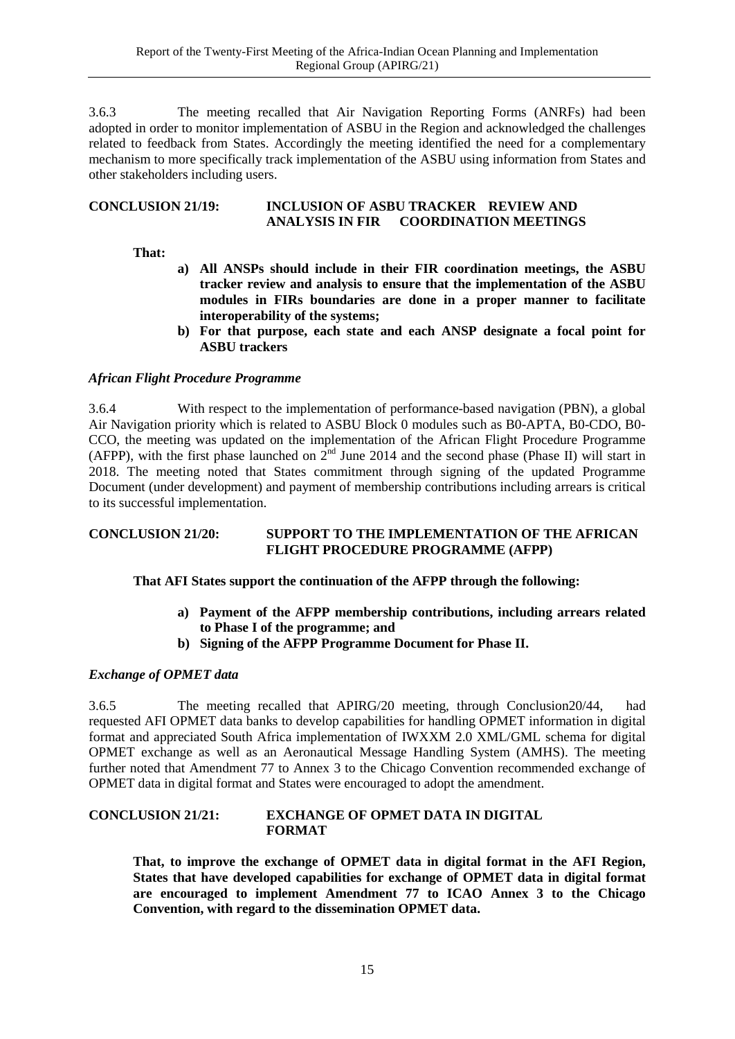3.6.3 The meeting recalled that Air Navigation Reporting Forms (ANRFs) had been adopted in order to monitor implementation of ASBU in the Region and acknowledged the challenges related to feedback from States. Accordingly the meeting identified the need for a complementary mechanism to more specifically track implementation of the ASBU using information from States and other stakeholders including users.

**CONCLUSION 21/19: INCLUSION OF ASBU TRACKER REVIEW AND ANALYSIS IN FIR COORDINATION MEETINGS**

**That:**

- **a) All ANSPs should include in their FIR coordination meetings, the ASBU tracker review and analysis to ensure that the implementation of the ASBU modules in FIRs boundaries are done in a proper manner to facilitate interoperability of the systems;**
- **b) For that purpose, each state and each ANSP designate a focal point for ASBU trackers**

### *African Flight Procedure Programme*

3.6.4 With respect to the implementation of performance-based navigation (PBN), a global Air Navigation priority which is related to ASBU Block 0 modules such as B0-APTA, B0-CDO, B0-CCO, the meeting was updated on the implementation of the African Flight Procedure Programme (AFPP), with the first phase launched on 2nd June 2014 and the second phase (Phase II) will start in 2018. The meeting noted that States commitment through signing of the updated Programme Document (under development) and payment of membership contributions including arrears is critical to its successful implementation.

**CONCLUSION 21/20: SUPPORT TO THE IMPLEMENTATION OF THE AFRICAN FLIGHT PROCEDURE PROGRAMME (AFPP)**

**That AFI States support the continuation of the AFPP through the following:**

- **a) Payment of the AFPP membership contributions, including arrears related to Phase I of the programme; and**
- **b) Signing of the AFPP Programme Document for Phase II.**

### *Exchange of OPMET data*

3.6.5 The meeting recalled that APIRG/20 meeting, through Conclusion20/44, had requested AFI OPMET data banks to develop capabilities for handling OPMET information in digital format and appreciated South Africa implementation of IWXXM 2.0 XML/GML schema for digital OPMET exchange as well as an Aeronautical Message Handling System (AMHS). The meeting further noted that Amendment 77 to Annex 3 to the Chicago Convention recommended exchange of OPMET data in digital format and States were encouraged to adopt the amendment.

**CONCLUSION 21/21: EXCHANGE OF OPMET DATA IN DIGITAL FORMAT**

**That, to improve the exchange of OPMET data in digital format in the AFI Region, States that have developed capabilities for exchange of OPMET data in digital format are encouraged to implement Amendment 77 to ICAO Annex 3 to the Chicago Convention, with regard to the dissemination OPMET data.**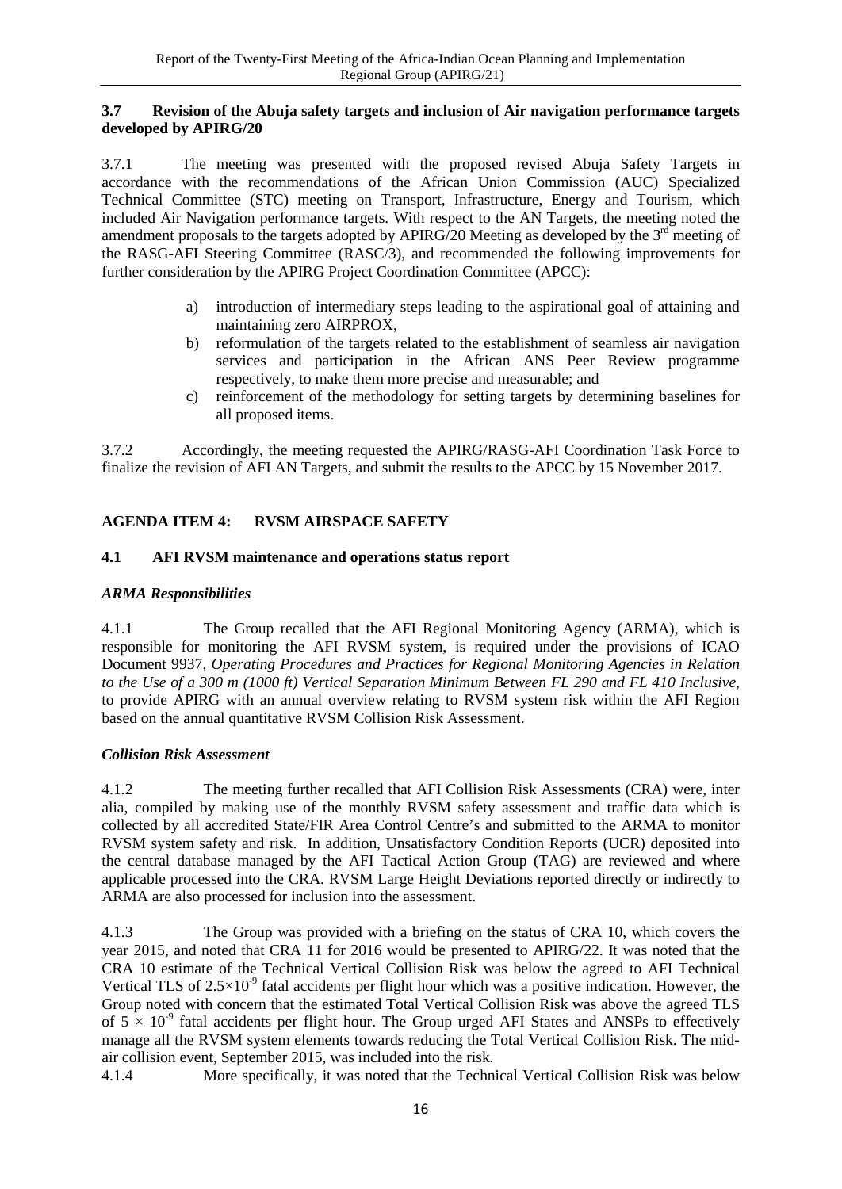### 3.7 Revision of the Abuja safety targets and inclusion of Air navigation performance targets developed by APIRG/20

3.7.1 The meeting was presented with the proposed revised Abuja Safety Targets in accordance with the recommendations of the African Union Commission (AUC) Specialized Technical Committee (STC) meeting on Transport, Infrastructure, Energy and Tourism, which included Air Navigation performance targets. With respect to the AN Targets, the meeting noted the amendment proposals to the targets adopted by APIRG/20 Meeting as developed by the 3rd meeting of the RASG-AFI Steering Committee (RASC/3), and recommended the following improvements for further consideration by the APIRG Project Coordination Committee (APCC):

a) introduction of intermediary steps leading to the aspirational goal of attaining and maintaining zero AIRPROX,
b) reformulation of the targets related to the establishment of seamless air navigation services and participation in the African ANS Peer Review programme respectively, to make them more precise and measurable; and
c) reinforcement of the methodology for setting targets by determining baselines for all proposed items.

3.7.2 Accordingly, the meeting requested the APIRG/RASG-AFI Coordination Task Force to finalize the revision of AFI AN Targets, and submit the results to the APCC by 15 November 2017.

## AGENDA ITEM 4: RVSM AIRSPACE SAFETY

### 4.1 AFI RVSM maintenance and operations status report

***ARMA Responsibilities***

4.1.1 The Group recalled that the AFI Regional Monitoring Agency (ARMA), which is responsible for monitoring the AFI RVSM system, is required under the provisions of ICAO Document 9937, *Operating Procedures and Practices for Regional Monitoring Agencies in Relation to the Use of a 300 m (1000 ft) Vertical Separation Minimum Between FL 290 and FL 410 Inclusive*, to provide APIRG with an annual overview relating to RVSM system risk within the AFI Region based on the annual quantitative RVSM Collision Risk Assessment.

***Collision Risk Assessment***

4.1.2 The meeting further recalled that AFI Collision Risk Assessments (CRA) were, inter alia, compiled by making use of the monthly RVSM safety assessment and traffic data which is collected by all accredited State/FIR Area Control Centre's and submitted to the ARMA to monitor RVSM system safety and risk. In addition, Unsatisfactory Condition Reports (UCR) deposited into the central database managed by the AFI Tactical Action Group (TAG) are reviewed and where applicable processed into the CRA. RVSM Large Height Deviations reported directly or indirectly to ARMA are also processed for inclusion into the assessment.

4.1.3 The Group was provided with a briefing on the status of CRA 10, which covers the year 2015, and noted that CRA 11 for 2016 would be presented to APIRG/22. It was noted that the CRA 10 estimate of the Technical Vertical Collision Risk was below the agreed to AFI Technical Vertical TLS of $2.5\times10^{-9}$ fatal accidents per flight hour which was a positive indication. However, the Group noted with concern that the estimated Total Vertical Collision Risk was above the agreed TLS of $5 \times 10^{-9}$ fatal accidents per flight hour. The Group urged AFI States and ANSPs to effectively manage all the RVSM system elements towards reducing the Total Vertical Collision Risk. The mid-air collision event, September 2015, was included into the risk.

4.1.4 More specifically, it was noted that the Technical Vertical Collision Risk was below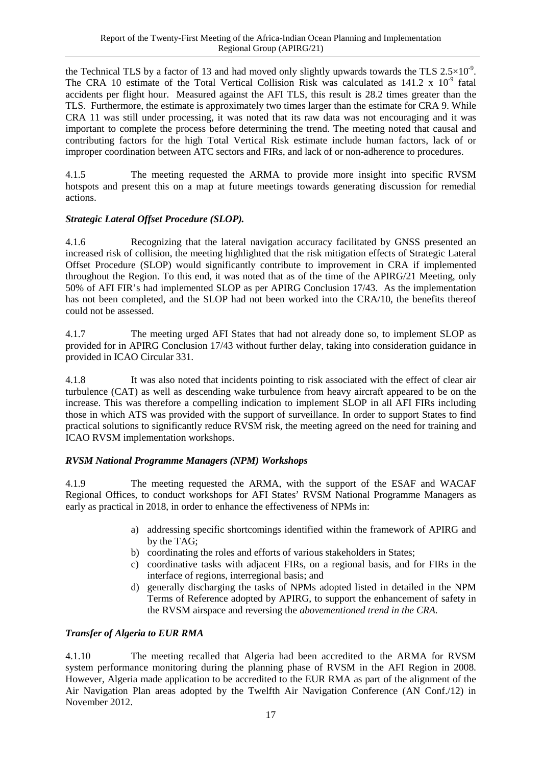the Technical TLS by a factor of 13 and had moved only slightly upwards towards the TLS $2.5\times10^{-9}$. The CRA 10 estimate of the Total Vertical Collision Risk was calculated as 141.2 x $10^{-9}$ fatal accidents per flight hour. Measured against the AFI TLS, this result is 28.2 times greater than the TLS. Furthermore, the estimate is approximately two times larger than the estimate for CRA 9. While CRA 11 was still under processing, it was noted that its raw data was not encouraging and it was important to complete the process before determining the trend. The meeting noted that causal and contributing factors for the high Total Vertical Risk estimate include human factors, lack of or improper coordination between ATC sectors and FIRs, and lack of or non-adherence to procedures.

4.1.5 The meeting requested the ARMA to provide more insight into specific RVSM hotspots and present this on a map at future meetings towards generating discussion for remedial actions.

***Strategic Lateral Offset Procedure (SLOP).***

4.1.6 Recognizing that the lateral navigation accuracy facilitated by GNSS presented an increased risk of collision, the meeting highlighted that the risk mitigation effects of Strategic Lateral Offset Procedure (SLOP) would significantly contribute to improvement in CRA if implemented throughout the Region. To this end, it was noted that as of the time of the APIRG/21 Meeting, only 50% of AFI FIR's had implemented SLOP as per APIRG Conclusion 17/43. As the implementation has not been completed, and the SLOP had not been worked into the CRA/10, the benefits thereof could not be assessed.

4.1.7 The meeting urged AFI States that had not already done so, to implement SLOP as provided for in APIRG Conclusion 17/43 without further delay, taking into consideration guidance in provided in ICAO Circular 331.

4.1.8 It was also noted that incidents pointing to risk associated with the effect of clear air turbulence (CAT) as well as descending wake turbulence from heavy aircraft appeared to be on the increase. This was therefore a compelling indication to implement SLOP in all AFI FIRs including those in which ATS was provided with the support of surveillance. In order to support States to find practical solutions to significantly reduce RVSM risk, the meeting agreed on the need for training and ICAO RVSM implementation workshops.

***RVSM National Programme Managers (NPM) Workshops***

4.1.9 The meeting requested the ARMA, with the support of the ESAF and WACAF Regional Offices, to conduct workshops for AFI States' RVSM National Programme Managers as early as practical in 2018, in order to enhance the effectiveness of NPMs in:

a) addressing specific shortcomings identified within the framework of APIRG and by the TAG;
b) coordinating the roles and efforts of various stakeholders in States;
c) coordinative tasks with adjacent FIRs, on a regional basis, and for FIRs in the interface of regions, interregional basis; and
d) generally discharging the tasks of NPMs adopted listed in detailed in the NPM Terms of Reference adopted by APIRG, to support the enhancement of safety in the RVSM airspace and reversing the *abovementioned trend in the CRA.*

***Transfer of Algeria to EUR RMA***

4.1.10 The meeting recalled that Algeria had been accredited to the ARMA for RVSM system performance monitoring during the planning phase of RVSM in the AFI Region in 2008. However, Algeria made application to be accredited to the EUR RMA as part of the alignment of the Air Navigation Plan areas adopted by the Twelfth Air Navigation Conference (AN Conf./12) in November 2012.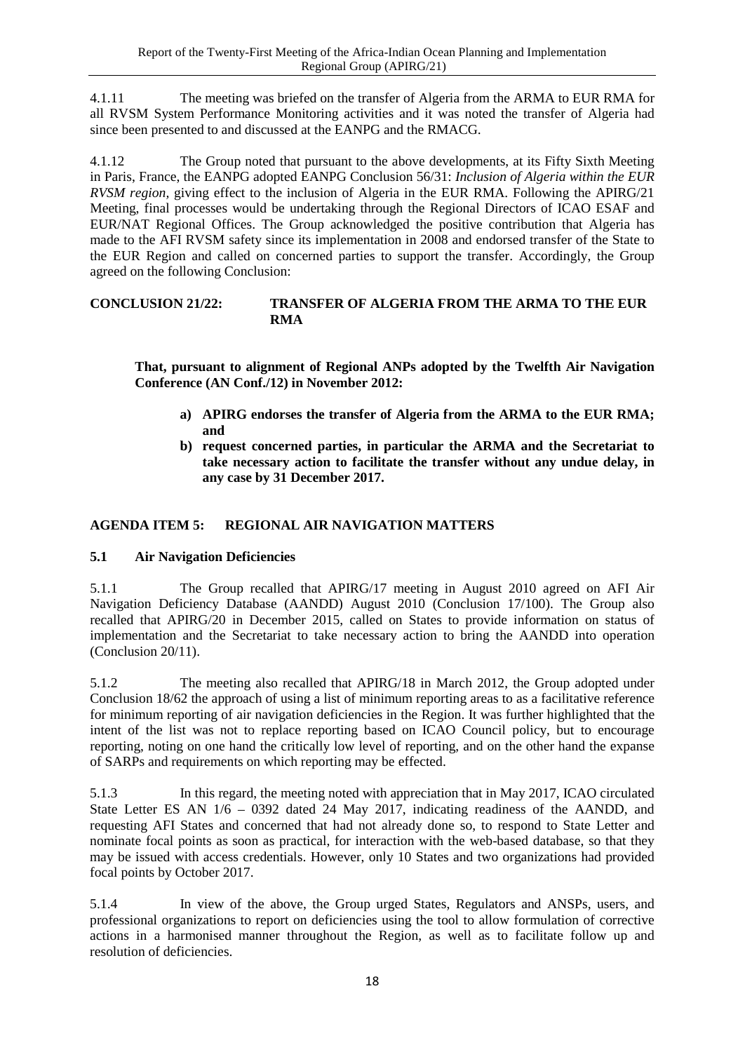4.1.11 The meeting was briefed on the transfer of Algeria from the ARMA to EUR RMA for all RVSM System Performance Monitoring activities and it was noted the transfer of Algeria had since been presented to and discussed at the EANPG and the RMACG.

4.1.12 The Group noted that pursuant to the above developments, at its Fifty Sixth Meeting in Paris, France, the EANPG adopted EANPG Conclusion 56/31: *Inclusion of Algeria within the EUR RVSM region*, giving effect to the inclusion of Algeria in the EUR RMA. Following the APIRG/21 Meeting, final processes would be undertaking through the Regional Directors of ICAO ESAF and EUR/NAT Regional Offices. The Group acknowledged the positive contribution that Algeria has made to the AFI RVSM safety since its implementation in 2008 and endorsed transfer of the State to the EUR Region and called on concerned parties to support the transfer. Accordingly, the Group agreed on the following Conclusion:

**CONCLUSION 21/22: TRANSFER OF ALGERIA FROM THE ARMA TO THE EUR RMA**

**That, pursuant to alignment of Regional ANPs adopted by the Twelfth Air Navigation Conference (AN Conf./12) in November 2012:**

- **a) APIRG endorses the transfer of Algeria from the ARMA to the EUR RMA; and**
- **b) request concerned parties, in particular the ARMA and the Secretariat to take necessary action to facilitate the transfer without any undue delay, in any case by 31 December 2017.**

## AGENDA ITEM 5: REGIONAL AIR NAVIGATION MATTERS

### 5.1 Air Navigation Deficiencies

5.1.1 The Group recalled that APIRG/17 meeting in August 2010 agreed on AFI Air Navigation Deficiency Database (AANDD) August 2010 (Conclusion 17/100). The Group also recalled that APIRG/20 in December 2015, called on States to provide information on status of implementation and the Secretariat to take necessary action to bring the AANDD into operation (Conclusion 20/11).

5.1.2 The meeting also recalled that APIRG/18 in March 2012, the Group adopted under Conclusion 18/62 the approach of using a list of minimum reporting areas to as a facilitative reference for minimum reporting of air navigation deficiencies in the Region. It was further highlighted that the intent of the list was not to replace reporting based on ICAO Council policy, but to encourage reporting, noting on one hand the critically low level of reporting, and on the other hand the expanse of SARPs and requirements on which reporting may be effected.

5.1.3 In this regard, the meeting noted with appreciation that in May 2017, ICAO circulated State Letter ES AN 1/6 – 0392 dated 24 May 2017, indicating readiness of the AANDD, and requesting AFI States and concerned that had not already done so, to respond to State Letter and nominate focal points as soon as practical, for interaction with the web-based database, so that they may be issued with access credentials. However, only 10 States and two organizations had provided focal points by October 2017.

5.1.4 In view of the above, the Group urged States, Regulators and ANSPs, users, and professional organizations to report on deficiencies using the tool to allow formulation of corrective actions in a harmonised manner throughout the Region, as well as to facilitate follow up and resolution of deficiencies.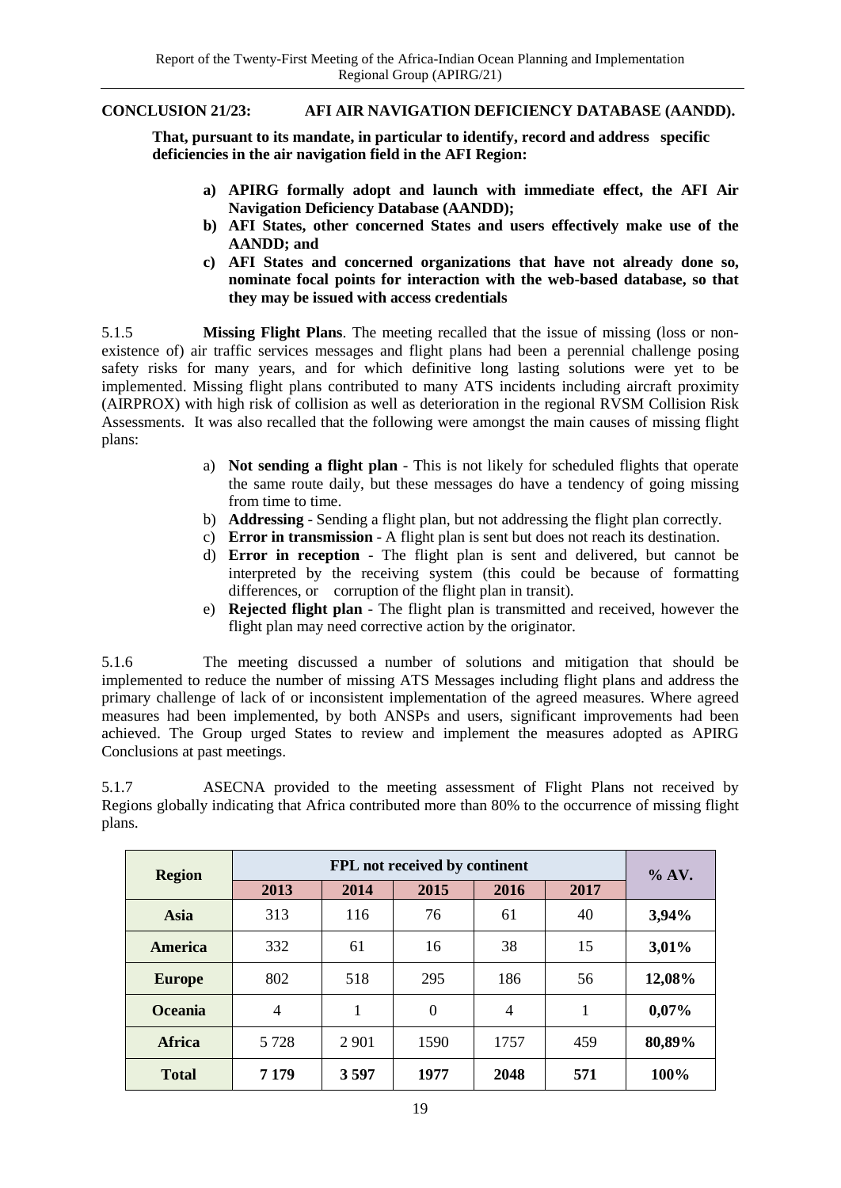**CONCLUSION 21/23: AFI AIR NAVIGATION DEFICIENCY DATABASE (AANDD).**

**That, pursuant to its mandate, in particular to identify, record and address specific deficiencies in the air navigation field in the AFI Region:**

- **a) APIRG formally adopt and launch with immediate effect, the AFI Air Navigation Deficiency Database (AANDD);**
- **b) AFI States, other concerned States and users effectively make use of the AANDD; and**
- **c) AFI States and concerned organizations that have not already done so, nominate focal points for interaction with the web-based database, so that they may be issued with access credentials**

5.1.5 **Missing Flight Plans**. The meeting recalled that the issue of missing (loss or non-existence of) air traffic services messages and flight plans had been a perennial challenge posing safety risks for many years, and for which definitive long lasting solutions were yet to be implemented. Missing flight plans contributed to many ATS incidents including aircraft proximity (AIRPROX) with high risk of collision as well as deterioration in the regional RVSM Collision Risk Assessments. It was also recalled that the following were amongst the main causes of missing flight plans:

- a) **Not sending a flight plan** - This is not likely for scheduled flights that operate the same route daily, but these messages do have a tendency of going missing from time to time.
- b) **Addressing** - Sending a flight plan, but not addressing the flight plan correctly.
- c) **Error in transmission** - A flight plan is sent but does not reach its destination.
- d) **Error in reception** - The flight plan is sent and delivered, but cannot be interpreted by the receiving system (this could be because of formatting differences, or corruption of the flight plan in transit).
- e) **Rejected flight plan** - The flight plan is transmitted and received, however the flight plan may need corrective action by the originator.

5.1.6 The meeting discussed a number of solutions and mitigation that should be implemented to reduce the number of missing ATS Messages including flight plans and address the primary challenge of lack of or inconsistent implementation of the agreed measures. Where agreed measures had been implemented, by both ANSPs and users, significant improvements had been achieved. The Group urged States to review and implement the measures adopted as APIRG Conclusions at past meetings.

5.1.7 ASECNA provided to the meeting assessment of Flight Plans not received by Regions globally indicating that Africa contributed more than 80% to the occurrence of missing flight plans.

| **Region** | **FPL not received by continent** | | | | | **% AV.** |
|---|---|---|---|---|---|---|
| | **2013** | **2014** | **2015** | **2016** | **2017** | |
| **Asia** | 313 | 116 | 76 | 61 | 40 | **3,94%** |
| **America** | 332 | 61 | 16 | 38 | 15 | **3,01%** |
| **Europe** | 802 | 518 | 295 | 186 | 56 | **12,08%** |
| **Oceania** | 4 | 1 | 0 | 4 | 1 | **0,07%** |
| **Africa** | 5 728 | 2 901 | 1590 | 1757 | 459 | **80,89%** |
| **Total** | **7 179** | **3 597** | **1977** | **2048** | **571** | **100%** |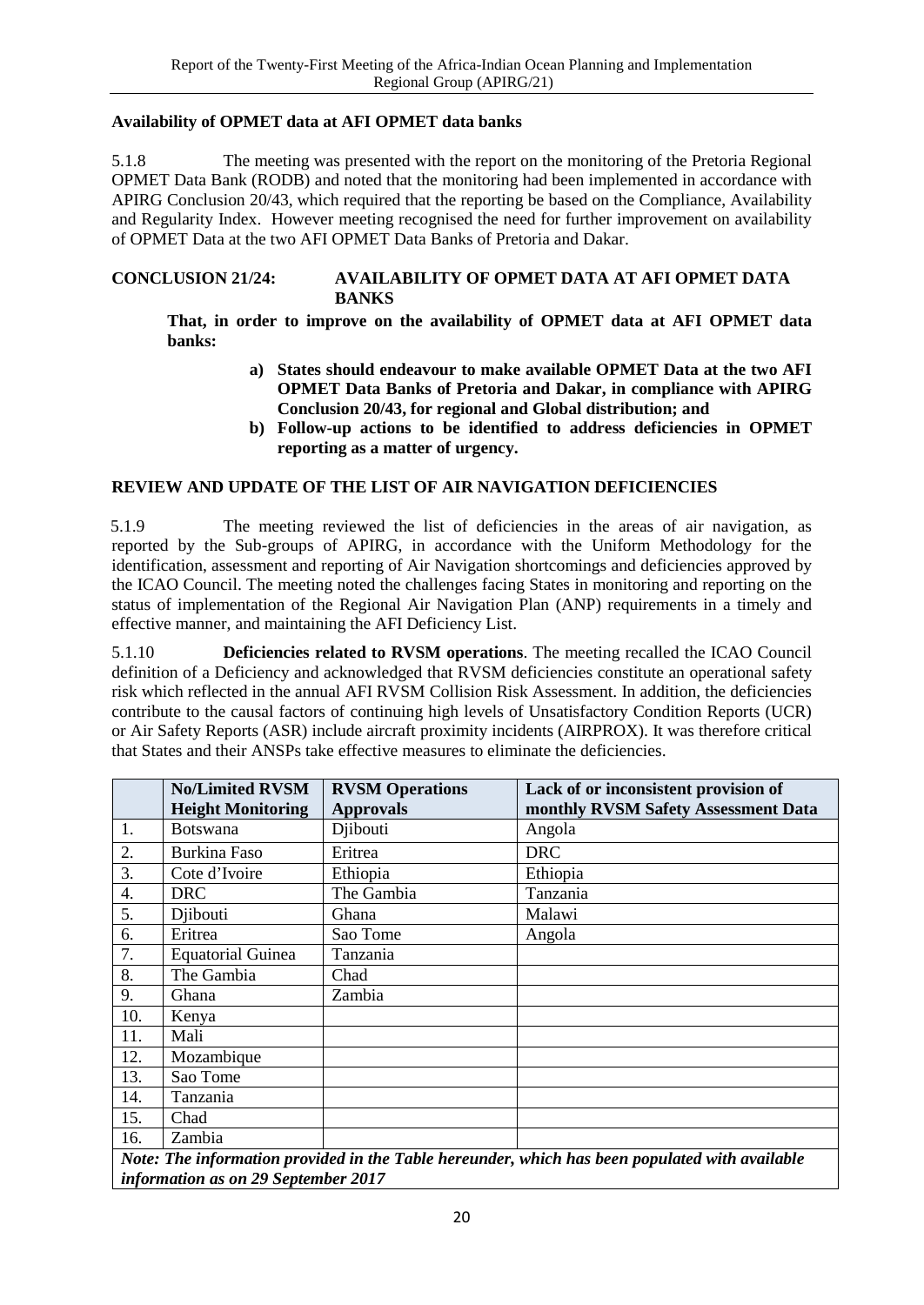**Availability of OPMET data at AFI OPMET data banks**

5.1.8 The meeting was presented with the report on the monitoring of the Pretoria Regional OPMET Data Bank (RODB) and noted that the monitoring had been implemented in accordance with APIRG Conclusion 20/43, which required that the reporting be based on the Compliance, Availability and Regularity Index. However meeting recognised the need for further improvement on availability of OPMET Data at the two AFI OPMET Data Banks of Pretoria and Dakar.

**CONCLUSION 21/24: AVAILABILITY OF OPMET DATA AT AFI OPMET DATA BANKS**

**That, in order to improve on the availability of OPMET data at AFI OPMET data banks:**

- **a) States should endeavour to make available OPMET Data at the two AFI OPMET Data Banks of Pretoria and Dakar, in compliance with APIRG Conclusion 20/43, for regional and Global distribution; and**
- **b) Follow-up actions to be identified to address deficiencies in OPMET reporting as a matter of urgency.**

## REVIEW AND UPDATE OF THE LIST OF AIR NAVIGATION DEFICIENCIES

5.1.9 The meeting reviewed the list of deficiencies in the areas of air navigation, as reported by the Sub-groups of APIRG, in accordance with the Uniform Methodology for the identification, assessment and reporting of Air Navigation shortcomings and deficiencies approved by the ICAO Council. The meeting noted the challenges facing States in monitoring and reporting on the status of implementation of the Regional Air Navigation Plan (ANP) requirements in a timely and effective manner, and maintaining the AFI Deficiency List.

5.1.10 **Deficiencies related to RVSM operations**. The meeting recalled the ICAO Council definition of a Deficiency and acknowledged that RVSM deficiencies constitute an operational safety risk which reflected in the annual AFI RVSM Collision Risk Assessment. In addition, the deficiencies contribute to the causal factors of continuing high levels of Unsatisfactory Condition Reports (UCR) or Air Safety Reports (ASR) include aircraft proximity incidents (AIRPROX). It was therefore critical that States and their ANSPs take effective measures to eliminate the deficiencies.

| | No/Limited RVSM Height Monitoring | RVSM Operations Approvals | Lack of or inconsistent provision of monthly RVSM Safety Assessment Data |
|---|---|---|---|
| 1. | Botswana | Djibouti | Angola |
| 2. | Burkina Faso | Eritrea | DRC |
| 3. | Cote d'Ivoire | Ethiopia | Ethiopia |
| 4. | DRC | The Gambia | Tanzania |
| 5. | Djibouti | Ghana | Malawi |
| 6. | Eritrea | Sao Tome | Angola |
| 7. | Equatorial Guinea | Tanzania | |
| 8. | The Gambia | Chad | |
| 9. | Ghana | Zambia | |
| 10. | Kenya | | |
| 11. | Mali | | |
| 12. | Mozambique | | |
| 13. | Sao Tome | | |
| 14. | Tanzania | | |
| 15. | Chad | | |
| 16. | Zambia | | |

***Note: The information provided in the Table hereunder, which has been populated with available information as on 29 September 2017***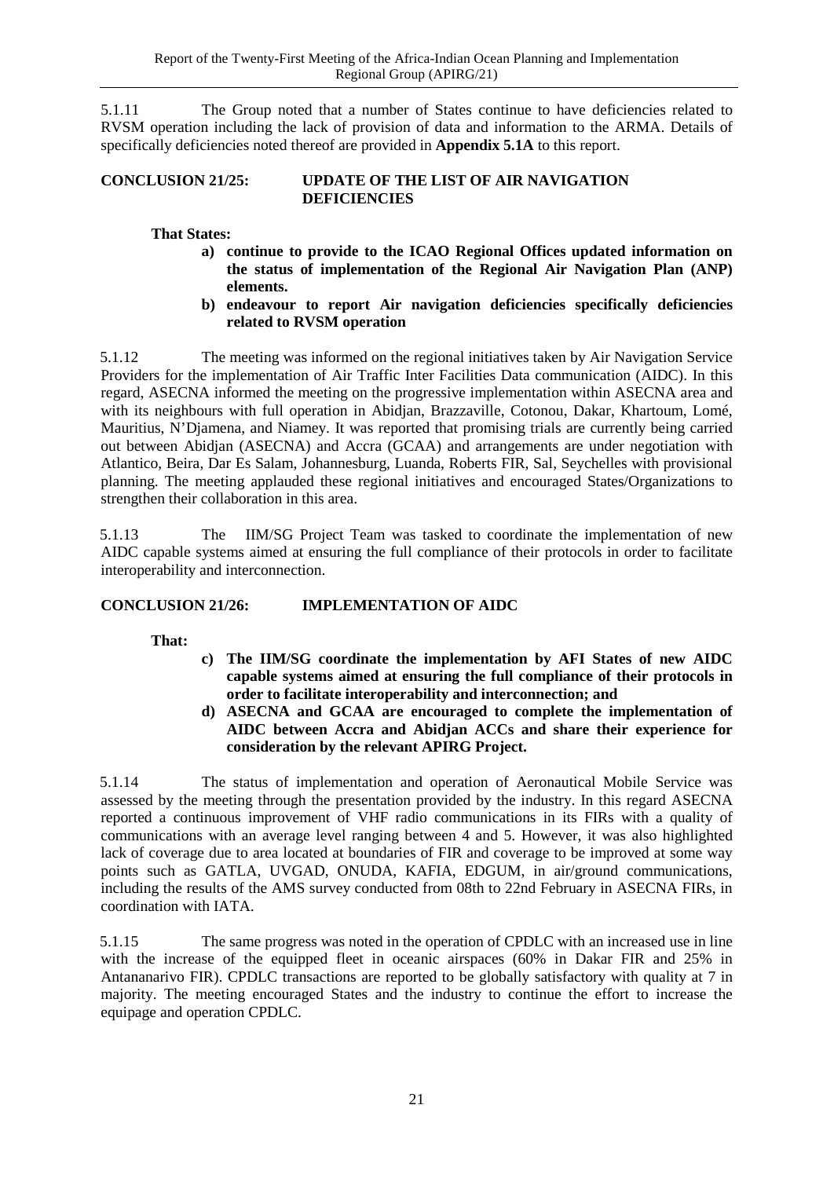5.1.11 The Group noted that a number of States continue to have deficiencies related to RVSM operation including the lack of provision of data and information to the ARMA. Details of specifically deficiencies noted thereof are provided in **Appendix 5.1A** to this report.

**CONCLUSION 21/25: UPDATE OF THE LIST OF AIR NAVIGATION DEFICIENCIES**

**That States:**

- **a) continue to provide to the ICAO Regional Offices updated information on the status of implementation of the Regional Air Navigation Plan (ANP) elements.**
- **b) endeavour to report Air navigation deficiencies specifically deficiencies related to RVSM operation**

5.1.12 The meeting was informed on the regional initiatives taken by Air Navigation Service Providers for the implementation of Air Traffic Inter Facilities Data communication (AIDC). In this regard, ASECNA informed the meeting on the progressive implementation within ASECNA area and with its neighbours with full operation in Abidjan, Brazzaville, Cotonou, Dakar, Khartoum, Lomé, Mauritius, N'Djamena, and Niamey. It was reported that promising trials are currently being carried out between Abidjan (ASECNA) and Accra (GCAA) and arrangements are under negotiation with Atlantico, Beira, Dar Es Salam, Johannesburg, Luanda, Roberts FIR, Sal, Seychelles with provisional planning. The meeting applauded these regional initiatives and encouraged States/Organizations to strengthen their collaboration in this area.

5.1.13 The IIM/SG Project Team was tasked to coordinate the implementation of new AIDC capable systems aimed at ensuring the full compliance of their protocols in order to facilitate interoperability and interconnection.

**CONCLUSION 21/26: IMPLEMENTATION OF AIDC**

**That:**

- **c) The IIM/SG coordinate the implementation by AFI States of new AIDC capable systems aimed at ensuring the full compliance of their protocols in order to facilitate interoperability and interconnection; and**
- **d) ASECNA and GCAA are encouraged to complete the implementation of AIDC between Accra and Abidjan ACCs and share their experience for consideration by the relevant APIRG Project.**

5.1.14 The status of implementation and operation of Aeronautical Mobile Service was assessed by the meeting through the presentation provided by the industry. In this regard ASECNA reported a continuous improvement of VHF radio communications in its FIRs with a quality of communications with an average level ranging between 4 and 5. However, it was also highlighted lack of coverage due to area located at boundaries of FIR and coverage to be improved at some way points such as GATLA, UVGAD, ONUDA, KAFIA, EDGUM, in air/ground communications, including the results of the AMS survey conducted from 08th to 22nd February in ASECNA FIRs, in coordination with IATA.

5.1.15 The same progress was noted in the operation of CPDLC with an increased use in line with the increase of the equipped fleet in oceanic airspaces (60% in Dakar FIR and 25% in Antananarivo FIR). CPDLC transactions are reported to be globally satisfactory with quality at 7 in majority. The meeting encouraged States and the industry to continue the effort to increase the equipage and operation CPDLC.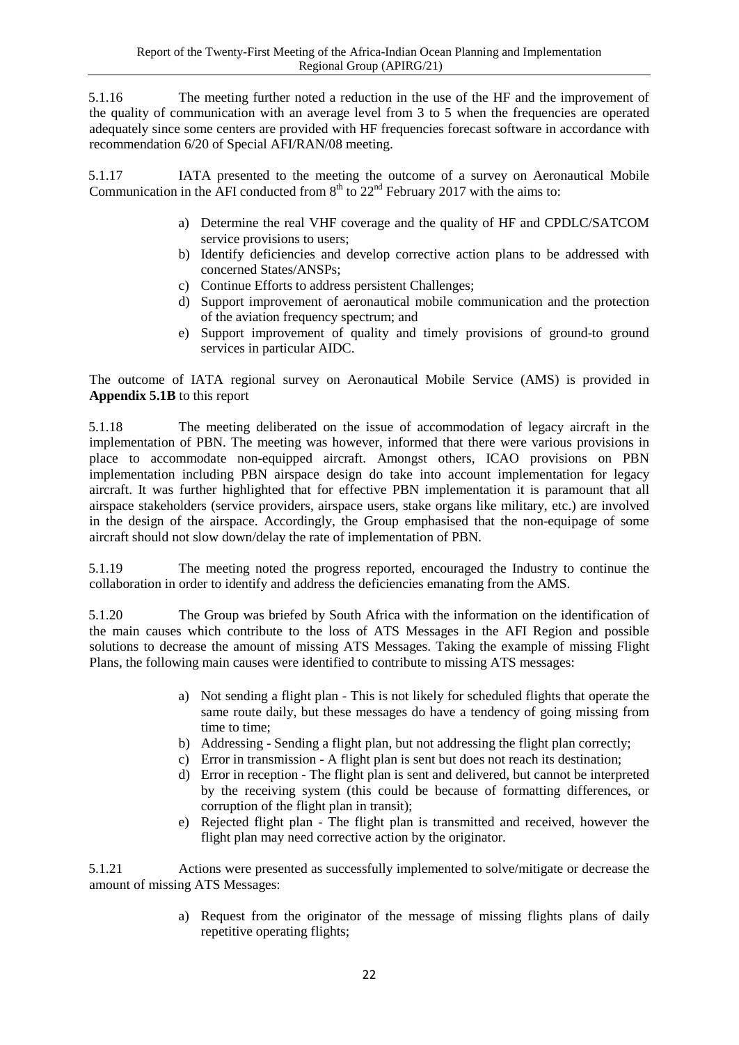5.1.16 The meeting further noted a reduction in the use of the HF and the improvement of the quality of communication with an average level from 3 to 5 when the frequencies are operated adequately since some centers are provided with HF frequencies forecast software in accordance with recommendation 6/20 of Special AFI/RAN/08 meeting.

5.1.17 IATA presented to the meeting the outcome of a survey on Aeronautical Mobile Communication in the AFI conducted from 8th to 22nd February 2017 with the aims to:

a) Determine the real VHF coverage and the quality of HF and CPDLC/SATCOM service provisions to users;
b) Identify deficiencies and develop corrective action plans to be addressed with concerned States/ANSPs;
c) Continue Efforts to address persistent Challenges;
d) Support improvement of aeronautical mobile communication and the protection of the aviation frequency spectrum; and
e) Support improvement of quality and timely provisions of ground-to ground services in particular AIDC.

The outcome of IATA regional survey on Aeronautical Mobile Service (AMS) is provided in **Appendix 5.1B** to this report

5.1.18 The meeting deliberated on the issue of accommodation of legacy aircraft in the implementation of PBN. The meeting was however, informed that there were various provisions in place to accommodate non-equipped aircraft. Amongst others, ICAO provisions on PBN implementation including PBN airspace design do take into account implementation for legacy aircraft. It was further highlighted that for effective PBN implementation it is paramount that all airspace stakeholders (service providers, airspace users, stake organs like military, etc.) are involved in the design of the airspace. Accordingly, the Group emphasised that the non-equipage of some aircraft should not slow down/delay the rate of implementation of PBN.

5.1.19 The meeting noted the progress reported, encouraged the Industry to continue the collaboration in order to identify and address the deficiencies emanating from the AMS.

5.1.20 The Group was briefed by South Africa with the information on the identification of the main causes which contribute to the loss of ATS Messages in the AFI Region and possible solutions to decrease the amount of missing ATS Messages. Taking the example of missing Flight Plans, the following main causes were identified to contribute to missing ATS messages:

a) Not sending a flight plan - This is not likely for scheduled flights that operate the same route daily, but these messages do have a tendency of going missing from time to time;
b) Addressing - Sending a flight plan, but not addressing the flight plan correctly;
c) Error in transmission - A flight plan is sent but does not reach its destination;
d) Error in reception - The flight plan is sent and delivered, but cannot be interpreted by the receiving system (this could be because of formatting differences, or corruption of the flight plan in transit);
e) Rejected flight plan - The flight plan is transmitted and received, however the flight plan may need corrective action by the originator.

5.1.21 Actions were presented as successfully implemented to solve/mitigate or decrease the amount of missing ATS Messages:

a) Request from the originator of the message of missing flights plans of daily repetitive operating flights;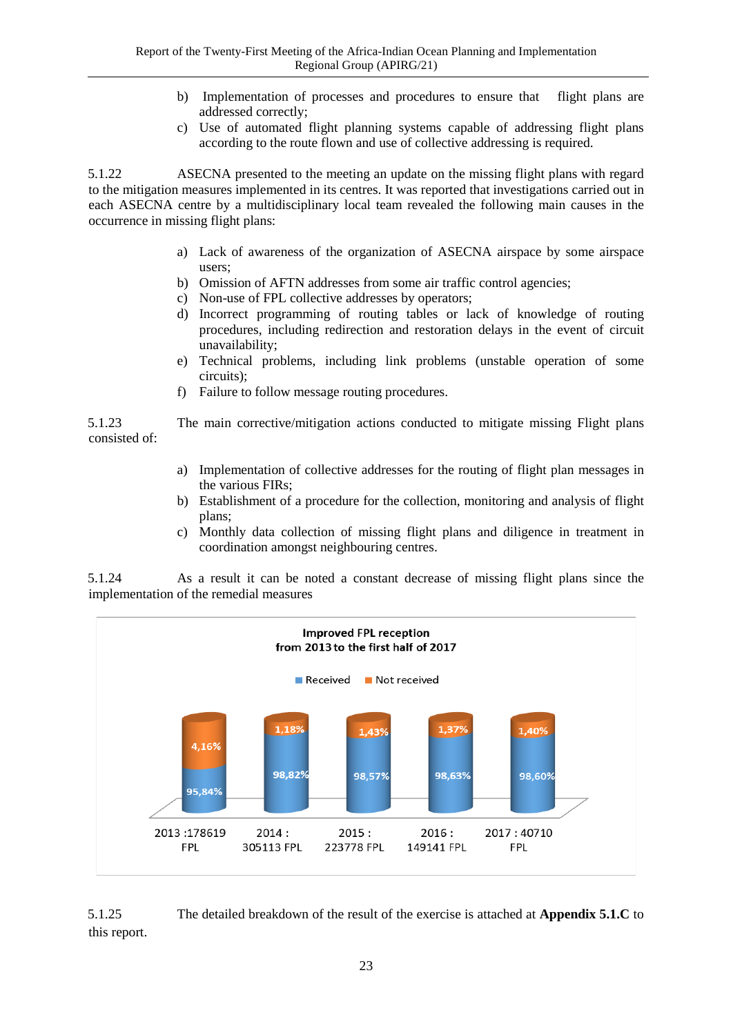b) Implementation of processes and procedures to ensure that flight plans are addressed correctly;

c) Use of automated flight planning systems capable of addressing flight plans according to the route flown and use of collective addressing is required.

5.1.22 ASECNA presented to the meeting an update on the missing flight plans with regard to the mitigation measures implemented in its centres. It was reported that investigations carried out in each ASECNA centre by a multidisciplinary local team revealed the following main causes in the occurrence in missing flight plans:

a) Lack of awareness of the organization of ASECNA airspace by some airspace users;
b) Omission of AFTN addresses from some air traffic control agencies;
c) Non-use of FPL collective addresses by operators;
d) Incorrect programming of routing tables or lack of knowledge of routing procedures, including redirection and restoration delays in the event of circuit unavailability;
e) Technical problems, including link problems (unstable operation of some circuits);
f) Failure to follow message routing procedures.

5.1.23 The main corrective/mitigation actions conducted to mitigate missing Flight plans consisted of:

a) Implementation of collective addresses for the routing of flight plan messages in the various FIRs;
b) Establishment of a procedure for the collection, monitoring and analysis of flight plans;
c) Monthly data collection of missing flight plans and diligence in treatment in coordination amongst neighbouring centres.

5.1.24 As a result it can be noted a constant decrease of missing flight plans since the implementation of the remedial measures

**Improved FPL reception from 2013 to the first half of 2017**

| | Received | Not received |
|---|---|---|
| 2013 :178619 FPL | 95,84% | 4,16% |
| 2014 : 305113 FPL | 98,82% | 1,18% |
| 2015 : 223778 FPL | 98,57% | 1,43% |
| 2016 : 149141 FPL | 98,63% | 1,37% |
| 2017 : 40710 FPL | 98,60% | 1,40% |

5.1.25 The detailed breakdown of the result of the exercise is attached at **Appendix 5.1.C** to this report.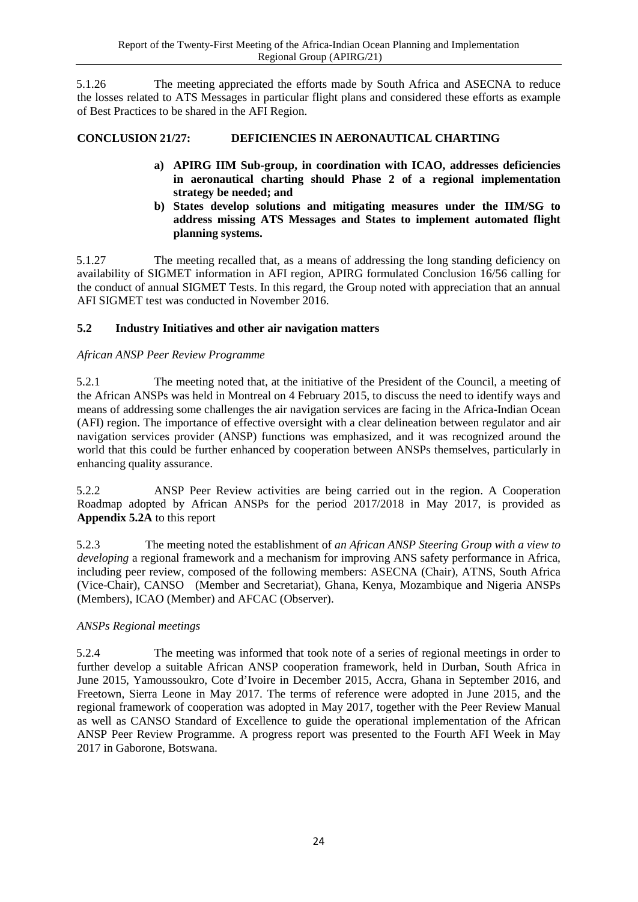5.1.26 The meeting appreciated the efforts made by South Africa and ASECNA to reduce the losses related to ATS Messages in particular flight plans and considered these efforts as example of Best Practices to be shared in the AFI Region.

**CONCLUSION 21/27: DEFICIENCIES IN AERONAUTICAL CHARTING**

> **a) APIRG IIM Sub-group, in coordination with ICAO, addresses deficiencies in aeronautical charting should Phase 2 of a regional implementation strategy be needed; and**
>
> **b) States develop solutions and mitigating measures under the IIM/SG to address missing ATS Messages and States to implement automated flight planning systems.**

5.1.27 The meeting recalled that, as a means of addressing the long standing deficiency on availability of SIGMET information in AFI region, APIRG formulated Conclusion 16/56 calling for the conduct of annual SIGMET Tests. In this regard, the Group noted with appreciation that an annual AFI SIGMET test was conducted in November 2016.

## 5.2 Industry Initiatives and other air navigation matters

*African ANSP Peer Review Programme*

5.2.1 The meeting noted that, at the initiative of the President of the Council, a meeting of the African ANSPs was held in Montreal on 4 February 2015, to discuss the need to identify ways and means of addressing some challenges the air navigation services are facing in the Africa-Indian Ocean (AFI) region. The importance of effective oversight with a clear delineation between regulator and air navigation services provider (ANSP) functions was emphasized, and it was recognized around the world that this could be further enhanced by cooperation between ANSPs themselves, particularly in enhancing quality assurance.

5.2.2 ANSP Peer Review activities are being carried out in the region. A Cooperation Roadmap adopted by African ANSPs for the period 2017/2018 in May 2017, is provided as **Appendix 5.2A** to this report

5.2.3 The meeting noted the establishment of *an African ANSP Steering Group with a view to developing* a regional framework and a mechanism for improving ANS safety performance in Africa, including peer review, composed of the following members: ASECNA (Chair), ATNS, South Africa (Vice-Chair), CANSO (Member and Secretariat), Ghana, Kenya, Mozambique and Nigeria ANSPs (Members), ICAO (Member) and AFCAC (Observer).

*ANSPs Regional meetings*

5.2.4 The meeting was informed that took note of a series of regional meetings in order to further develop a suitable African ANSP cooperation framework, held in Durban, South Africa in June 2015, Yamoussoukro, Cote d'Ivoire in December 2015, Accra, Ghana in September 2016, and Freetown, Sierra Leone in May 2017. The terms of reference were adopted in June 2015, and the regional framework of cooperation was adopted in May 2017, together with the Peer Review Manual as well as CANSO Standard of Excellence to guide the operational implementation of the African ANSP Peer Review Programme. A progress report was presented to the Fourth AFI Week in May 2017 in Gaborone, Botswana.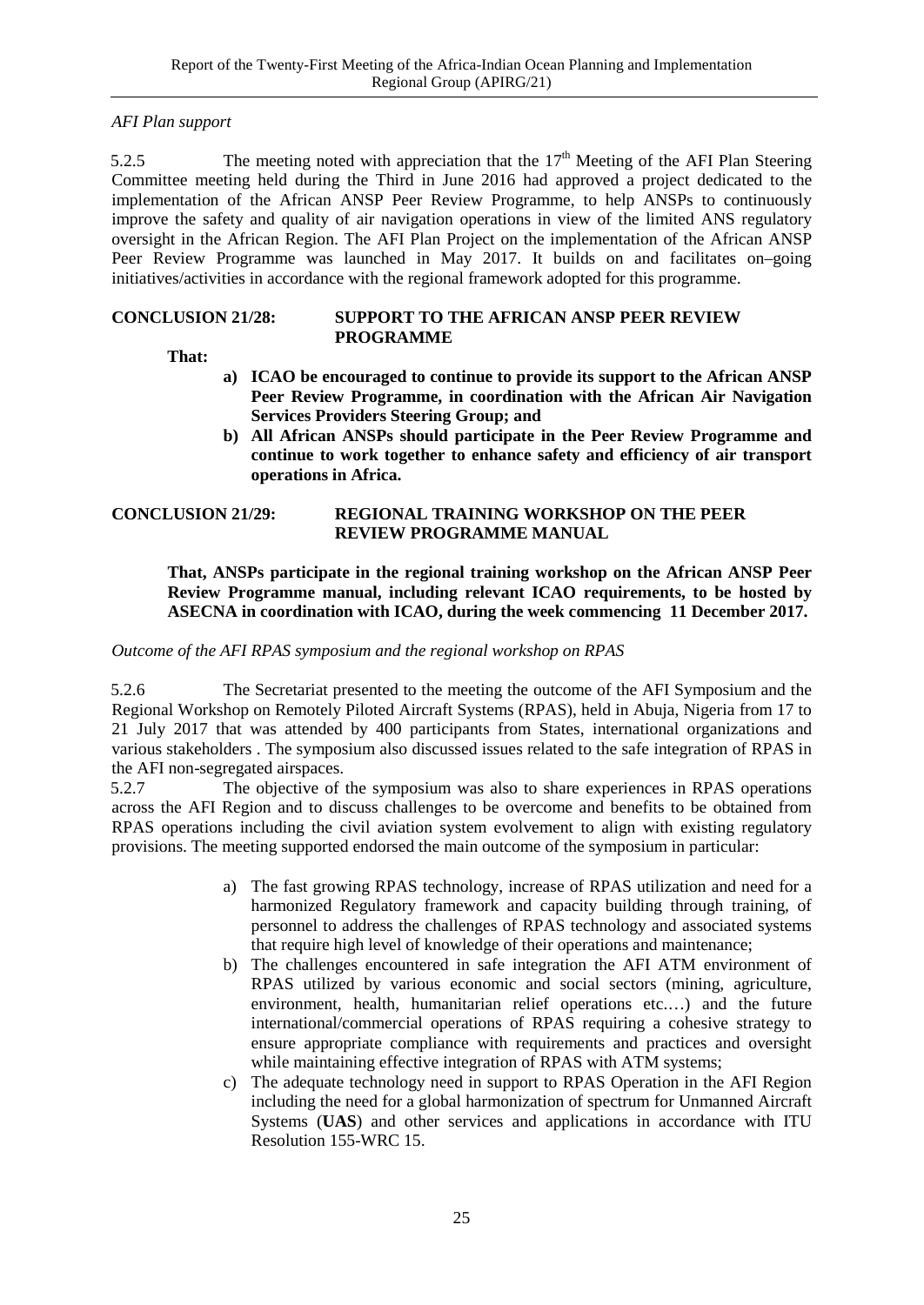*AFI Plan support*

5.2.5 The meeting noted with appreciation that the 17th Meeting of the AFI Plan Steering Committee meeting held during the Third in June 2016 had approved a project dedicated to the implementation of the African ANSP Peer Review Programme, to help ANSPs to continuously improve the safety and quality of air navigation operations in view of the limited ANS regulatory oversight in the African Region. The AFI Plan Project on the implementation of the African ANSP Peer Review Programme was launched in May 2017. It builds on and facilitates on–going initiatives/activities in accordance with the regional framework adopted for this programme.

**CONCLUSION 21/28: SUPPORT TO THE AFRICAN ANSP PEER REVIEW PROGRAMME**

**That:**

- **a) ICAO be encouraged to continue to provide its support to the African ANSP Peer Review Programme, in coordination with the African Air Navigation Services Providers Steering Group; and**
- **b) All African ANSPs should participate in the Peer Review Programme and continue to work together to enhance safety and efficiency of air transport operations in Africa.**

**CONCLUSION 21/29: REGIONAL TRAINING WORKSHOP ON THE PEER REVIEW PROGRAMME MANUAL**

**That, ANSPs participate in the regional training workshop on the African ANSP Peer Review Programme manual, including relevant ICAO requirements, to be hosted by ASECNA in coordination with ICAO, during the week commencing 11 December 2017.**

*Outcome of the AFI RPAS symposium and the regional workshop on RPAS*

5.2.6 The Secretariat presented to the meeting the outcome of the AFI Symposium and the Regional Workshop on Remotely Piloted Aircraft Systems (RPAS), held in Abuja, Nigeria from 17 to 21 July 2017 that was attended by 400 participants from States, international organizations and various stakeholders . The symposium also discussed issues related to the safe integration of RPAS in the AFI non-segregated airspaces.

5.2.7 The objective of the symposium was also to share experiences in RPAS operations across the AFI Region and to discuss challenges to be overcome and benefits to be obtained from RPAS operations including the civil aviation system evolvement to align with existing regulatory provisions. The meeting supported endorsed the main outcome of the symposium in particular:

a) The fast growing RPAS technology, increase of RPAS utilization and need for a harmonized Regulatory framework and capacity building through training, of personnel to address the challenges of RPAS technology and associated systems that require high level of knowledge of their operations and maintenance;

b) The challenges encountered in safe integration the AFI ATM environment of RPAS utilized by various economic and social sectors (mining, agriculture, environment, health, humanitarian relief operations etc.…) and the future international/commercial operations of RPAS requiring a cohesive strategy to ensure appropriate compliance with requirements and practices and oversight while maintaining effective integration of RPAS with ATM systems;

c) The adequate technology need in support to RPAS Operation in the AFI Region including the need for a global harmonization of spectrum for Unmanned Aircraft Systems (**UAS**) and other services and applications in accordance with ITU Resolution 155-WRC 15.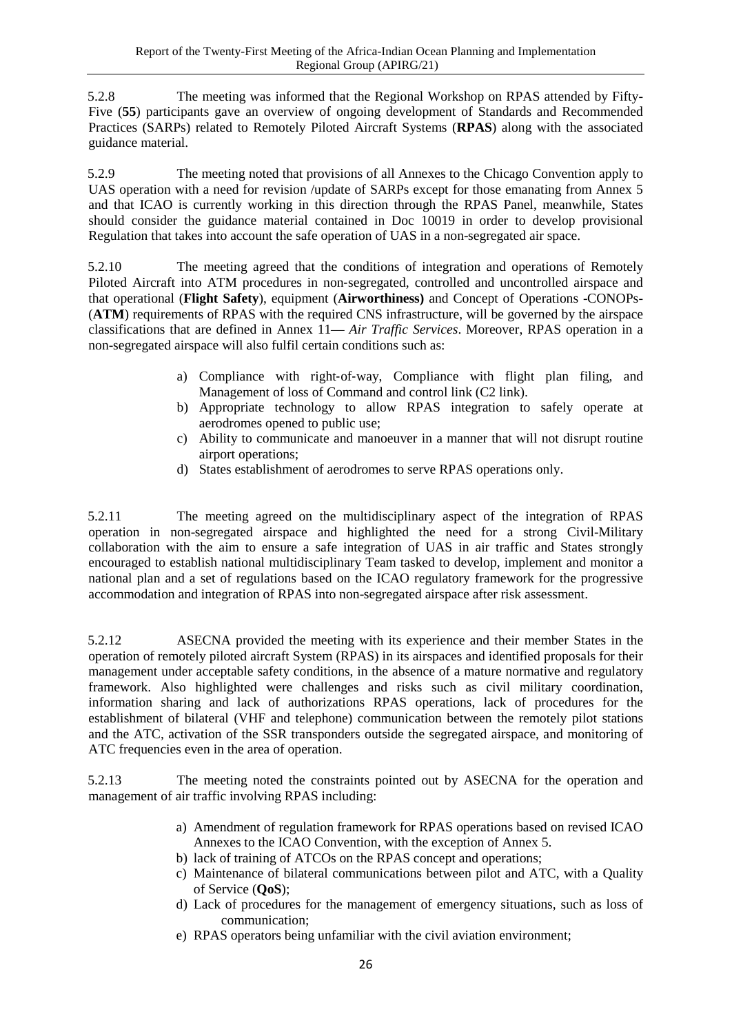5.2.8 The meeting was informed that the Regional Workshop on RPAS attended by Fifty-Five (**55**) participants gave an overview of ongoing development of Standards and Recommended Practices (SARPs) related to Remotely Piloted Aircraft Systems (**RPAS**) along with the associated guidance material.

5.2.9 The meeting noted that provisions of all Annexes to the Chicago Convention apply to UAS operation with a need for revision /update of SARPs except for those emanating from Annex 5 and that ICAO is currently working in this direction through the RPAS Panel, meanwhile, States should consider the guidance material contained in Doc 10019 in order to develop provisional Regulation that takes into account the safe operation of UAS in a non-segregated air space.

5.2.10 The meeting agreed that the conditions of integration and operations of Remotely Piloted Aircraft into ATM procedures in non-segregated, controlled and uncontrolled airspace and that operational (**Flight Safety**), equipment (**Airworthiness)** and Concept of Operations -CONOPs- (**ATM**) requirements of RPAS with the required CNS infrastructure, will be governed by the airspace classifications that are defined in Annex 11— *Air Traffic Services*. Moreover, RPAS operation in a non-segregated airspace will also fulfil certain conditions such as:

a) Compliance with right-of-way, Compliance with flight plan filing, and Management of loss of Command and control link (C2 link).
b) Appropriate technology to allow RPAS integration to safely operate at aerodromes opened to public use;
c) Ability to communicate and manoeuver in a manner that will not disrupt routine airport operations;
d) States establishment of aerodromes to serve RPAS operations only.

5.2.11 The meeting agreed on the multidisciplinary aspect of the integration of RPAS operation in non-segregated airspace and highlighted the need for a strong Civil-Military collaboration with the aim to ensure a safe integration of UAS in air traffic and States strongly encouraged to establish national multidisciplinary Team tasked to develop, implement and monitor a national plan and a set of regulations based on the ICAO regulatory framework for the progressive accommodation and integration of RPAS into non-segregated airspace after risk assessment.

5.2.12 ASECNA provided the meeting with its experience and their member States in the operation of remotely piloted aircraft System (RPAS) in its airspaces and identified proposals for their management under acceptable safety conditions, in the absence of a mature normative and regulatory framework. Also highlighted were challenges and risks such as civil military coordination, information sharing and lack of authorizations RPAS operations, lack of procedures for the establishment of bilateral (VHF and telephone) communication between the remotely pilot stations and the ATC, activation of the SSR transponders outside the segregated airspace, and monitoring of ATC frequencies even in the area of operation.

5.2.13 The meeting noted the constraints pointed out by ASECNA for the operation and management of air traffic involving RPAS including:

a) Amendment of regulation framework for RPAS operations based on revised ICAO Annexes to the ICAO Convention, with the exception of Annex 5.
b) lack of training of ATCOs on the RPAS concept and operations;
c) Maintenance of bilateral communications between pilot and ATC, with a Quality of Service (**QoS**);
d) Lack of procedures for the management of emergency situations, such as loss of communication;
e) RPAS operators being unfamiliar with the civil aviation environment;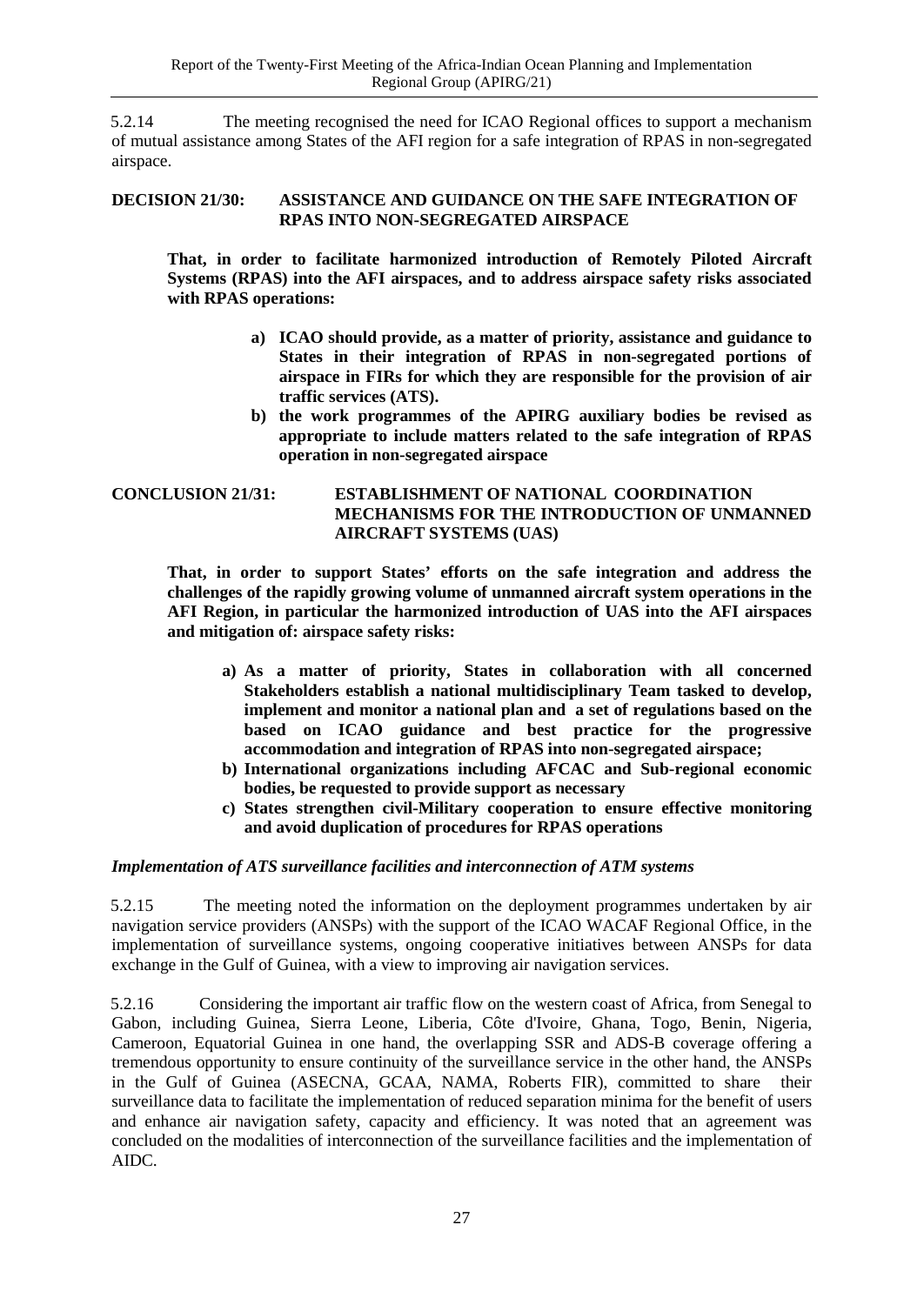5.2.14 The meeting recognised the need for ICAO Regional offices to support a mechanism of mutual assistance among States of the AFI region for a safe integration of RPAS in non-segregated airspace.

**DECISION 21/30: ASSISTANCE AND GUIDANCE ON THE SAFE INTEGRATION OF RPAS INTO NON-SEGREGATED AIRSPACE**

**That, in order to facilitate harmonized introduction of Remotely Piloted Aircraft Systems (RPAS) into the AFI airspaces, and to address airspace safety risks associated with RPAS operations:**

- **a) ICAO should provide, as a matter of priority, assistance and guidance to States in their integration of RPAS in non-segregated portions of airspace in FIRs for which they are responsible for the provision of air traffic services (ATS).**
- **b) the work programmes of the APIRG auxiliary bodies be revised as appropriate to include matters related to the safe integration of RPAS operation in non-segregated airspace**

**CONCLUSION 21/31: ESTABLISHMENT OF NATIONAL COORDINATION MECHANISMS FOR THE INTRODUCTION OF UNMANNED AIRCRAFT SYSTEMS (UAS)**

**That, in order to support States' efforts on the safe integration and address the challenges of the rapidly growing volume of unmanned aircraft system operations in the AFI Region, in particular the harmonized introduction of UAS into the AFI airspaces and mitigation of: airspace safety risks:**

- **a) As a matter of priority, States in collaboration with all concerned Stakeholders establish a national multidisciplinary Team tasked to develop, implement and monitor a national plan and a set of regulations based on the based on ICAO guidance and best practice for the progressive accommodation and integration of RPAS into non-segregated airspace;**
- **b) International organizations including AFCAC and Sub-regional economic bodies, be requested to provide support as necessary**
- **c) States strengthen civil-Military cooperation to ensure effective monitoring and avoid duplication of procedures for RPAS operations**

***Implementation of ATS surveillance facilities and interconnection of ATM systems***

5.2.15 The meeting noted the information on the deployment programmes undertaken by air navigation service providers (ANSPs) with the support of the ICAO WACAF Regional Office, in the implementation of surveillance systems, ongoing cooperative initiatives between ANSPs for data exchange in the Gulf of Guinea, with a view to improving air navigation services.

5.2.16 Considering the important air traffic flow on the western coast of Africa, from Senegal to Gabon, including Guinea, Sierra Leone, Liberia, Côte d'Ivoire, Ghana, Togo, Benin, Nigeria, Cameroon, Equatorial Guinea in one hand, the overlapping SSR and ADS-B coverage offering a tremendous opportunity to ensure continuity of the surveillance service in the other hand, the ANSPs in the Gulf of Guinea (ASECNA, GCAA, NAMA, Roberts FIR), committed to share their surveillance data to facilitate the implementation of reduced separation minima for the benefit of users and enhance air navigation safety, capacity and efficiency. It was noted that an agreement was concluded on the modalities of interconnection of the surveillance facilities and the implementation of AIDC.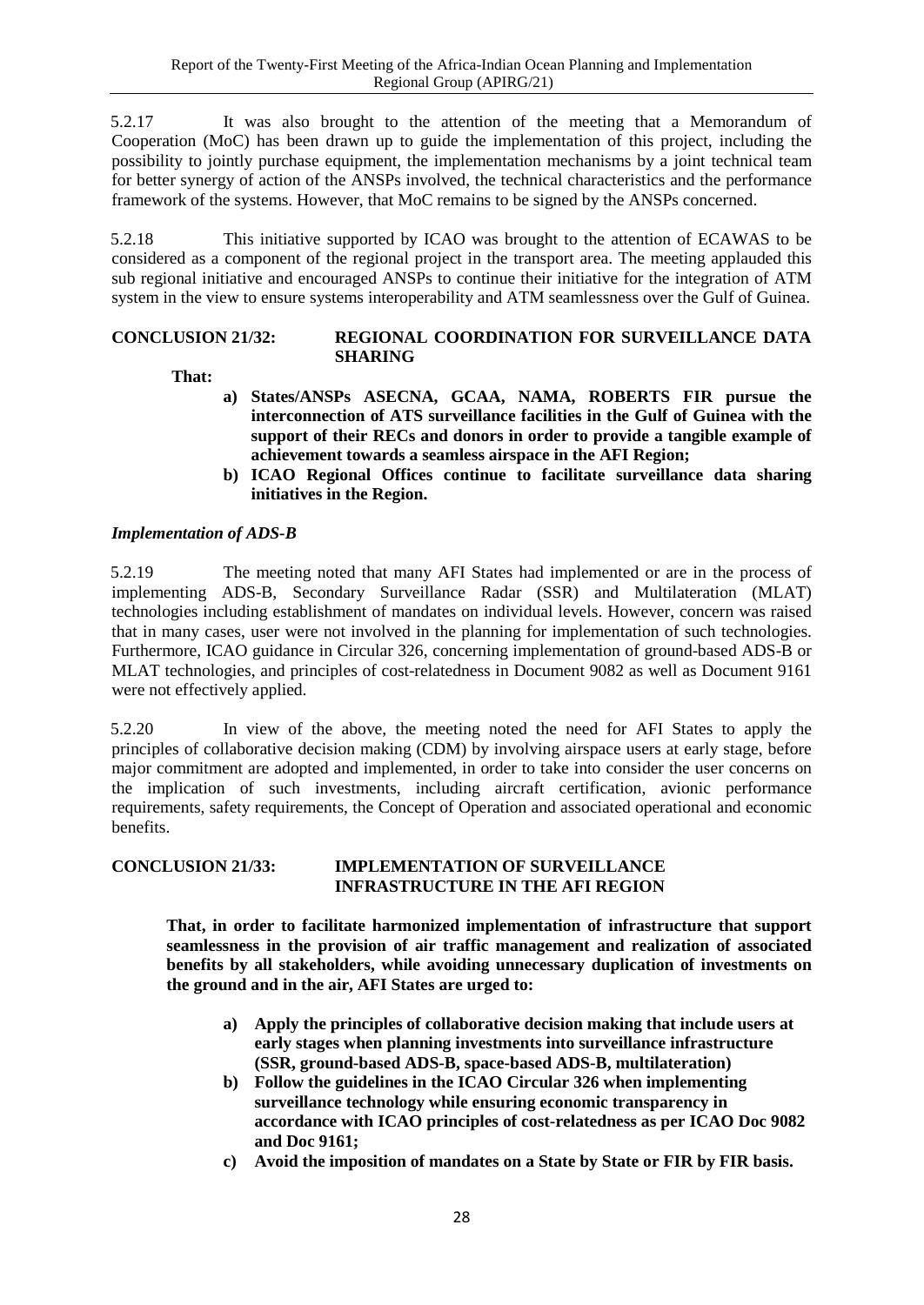5.2.17 It was also brought to the attention of the meeting that a Memorandum of Cooperation (MoC) has been drawn up to guide the implementation of this project, including the possibility to jointly purchase equipment, the implementation mechanisms by a joint technical team for better synergy of action of the ANSPs involved, the technical characteristics and the performance framework of the systems. However, that MoC remains to be signed by the ANSPs concerned.

5.2.18 This initiative supported by ICAO was brought to the attention of ECAWAS to be considered as a component of the regional project in the transport area. The meeting applauded this sub regional initiative and encouraged ANSPs to continue their initiative for the integration of ATM system in the view to ensure systems interoperability and ATM seamlessness over the Gulf of Guinea.

**CONCLUSION 21/32: REGIONAL COORDINATION FOR SURVEILLANCE DATA SHARING**

**That:**

- **a) States/ANSPs ASECNA, GCAA, NAMA, ROBERTS FIR pursue the interconnection of ATS surveillance facilities in the Gulf of Guinea with the support of their RECs and donors in order to provide a tangible example of achievement towards a seamless airspace in the AFI Region;**
- **b) ICAO Regional Offices continue to facilitate surveillance data sharing initiatives in the Region.**

***Implementation of ADS-B***

5.2.19 The meeting noted that many AFI States had implemented or are in the process of implementing ADS-B, Secondary Surveillance Radar (SSR) and Multilateration (MLAT) technologies including establishment of mandates on individual levels. However, concern was raised that in many cases, user were not involved in the planning for implementation of such technologies. Furthermore, ICAO guidance in Circular 326, concerning implementation of ground-based ADS-B or MLAT technologies, and principles of cost-relatedness in Document 9082 as well as Document 9161 were not effectively applied.

5.2.20 In view of the above, the meeting noted the need for AFI States to apply the principles of collaborative decision making (CDM) by involving airspace users at early stage, before major commitment are adopted and implemented, in order to take into consider the user concerns on the implication of such investments, including aircraft certification, avionic performance requirements, safety requirements, the Concept of Operation and associated operational and economic benefits.

**CONCLUSION 21/33: IMPLEMENTATION OF SURVEILLANCE INFRASTRUCTURE IN THE AFI REGION**

**That, in order to facilitate harmonized implementation of infrastructure that support seamlessness in the provision of air traffic management and realization of associated benefits by all stakeholders, while avoiding unnecessary duplication of investments on the ground and in the air, AFI States are urged to:**

- **a) Apply the principles of collaborative decision making that include users at early stages when planning investments into surveillance infrastructure (SSR, ground-based ADS-B, space-based ADS-B, multilateration)**
- **b) Follow the guidelines in the ICAO Circular 326 when implementing surveillance technology while ensuring economic transparency in accordance with ICAO principles of cost-relatedness as per ICAO Doc 9082 and Doc 9161;**
- **c) Avoid the imposition of mandates on a State by State or FIR by FIR basis.**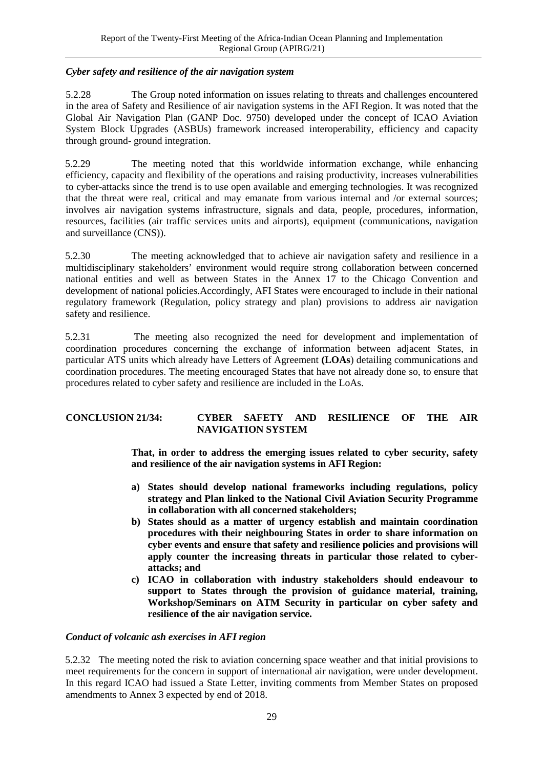*Cyber safety and resilience of the air navigation system*

5.2.28 The Group noted information on issues relating to threats and challenges encountered in the area of Safety and Resilience of air navigation systems in the AFI Region. It was noted that the Global Air Navigation Plan (GANP Doc. 9750) developed under the concept of ICAO Aviation System Block Upgrades (ASBUs) framework increased interoperability, efficiency and capacity through ground- ground integration.

5.2.29 The meeting noted that this worldwide information exchange, while enhancing efficiency, capacity and flexibility of the operations and raising productivity, increases vulnerabilities to cyber-attacks since the trend is to use open available and emerging technologies. It was recognized that the threat were real, critical and may emanate from various internal and /or external sources; involves air navigation systems infrastructure, signals and data, people, procedures, information, resources, facilities (air traffic services units and airports), equipment (communications, navigation and surveillance (CNS)).

5.2.30 The meeting acknowledged that to achieve air navigation safety and resilience in a multidisciplinary stakeholders' environment would require strong collaboration between concerned national entities and well as between States in the Annex 17 to the Chicago Convention and development of national policies.Accordingly, AFI States were encouraged to include in their national regulatory framework (Regulation, policy strategy and plan) provisions to address air navigation safety and resilience.

5.2.31 The meeting also recognized the need for development and implementation of coordination procedures concerning the exchange of information between adjacent States, in particular ATS units which already have Letters of Agreement **(LOAs**) detailing communications and coordination procedures. The meeting encouraged States that have not already done so, to ensure that procedures related to cyber safety and resilience are included in the LoAs.

**CONCLUSION 21/34: CYBER SAFETY AND RESILIENCE OF THE AIR NAVIGATION SYSTEM**

**That, in order to address the emerging issues related to cyber security, safety and resilience of the air navigation systems in AFI Region:**

- **a) States should develop national frameworks including regulations, policy strategy and Plan linked to the National Civil Aviation Security Programme in collaboration with all concerned stakeholders;**
- **b) States should as a matter of urgency establish and maintain coordination procedures with their neighbouring States in order to share information on cyber events and ensure that safety and resilience policies and provisions will apply counter the increasing threats in particular those related to cyber-attacks; and**
- **c) ICAO in collaboration with industry stakeholders should endeavour to support to States through the provision of guidance material, training, Workshop/Seminars on ATM Security in particular on cyber safety and resilience of the air navigation service.**

*Conduct of volcanic ash exercises in AFI region*

5.2.32 The meeting noted the risk to aviation concerning space weather and that initial provisions to meet requirements for the concern in support of international air navigation, were under development. In this regard ICAO had issued a State Letter, inviting comments from Member States on proposed amendments to Annex 3 expected by end of 2018.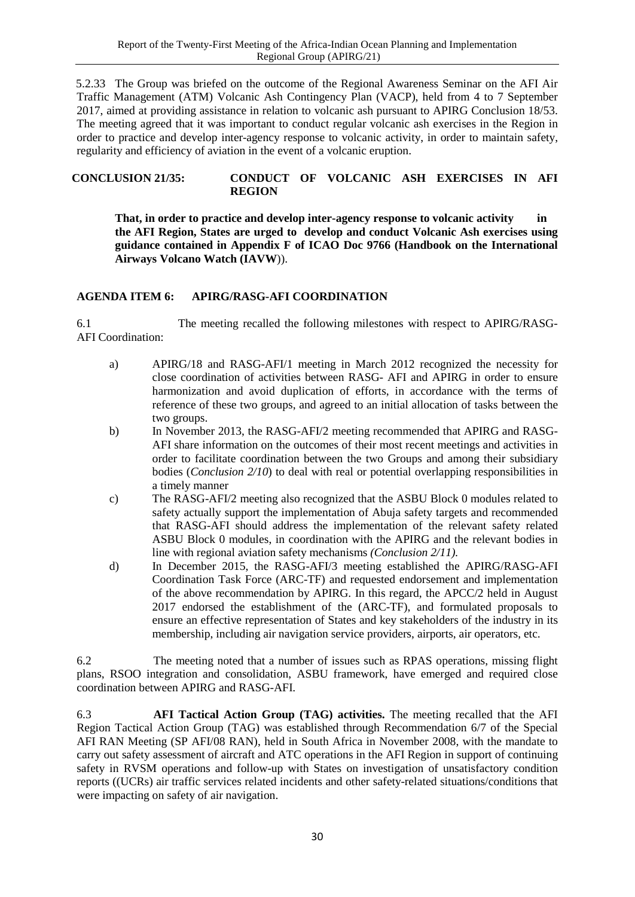5.2.33 The Group was briefed on the outcome of the Regional Awareness Seminar on the AFI Air Traffic Management (ATM) Volcanic Ash Contingency Plan (VACP), held from 4 to 7 September 2017, aimed at providing assistance in relation to volcanic ash pursuant to APIRG Conclusion 18/53. The meeting agreed that it was important to conduct regular volcanic ash exercises in the Region in order to practice and develop inter-agency response to volcanic activity, in order to maintain safety, regularity and efficiency of aviation in the event of a volcanic eruption.

**CONCLUSION 21/35: CONDUCT OF VOLCANIC ASH EXERCISES IN AFI REGION**

**That, in order to practice and develop inter-agency response to volcanic activity in the AFI Region, States are urged to develop and conduct Volcanic Ash exercises using guidance contained in Appendix F of ICAO Doc 9766 (Handbook on the International Airways Volcano Watch (IAVW**)).

## AGENDA ITEM 6: APIRG/RASG-AFI COORDINATION

6.1 The meeting recalled the following milestones with respect to APIRG/RASG-AFI Coordination:

a) APIRG/18 and RASG-AFI/1 meeting in March 2012 recognized the necessity for close coordination of activities between RASG- AFI and APIRG in order to ensure harmonization and avoid duplication of efforts, in accordance with the terms of reference of these two groups, and agreed to an initial allocation of tasks between the two groups.

b) In November 2013, the RASG-AFI/2 meeting recommended that APIRG and RASG-AFI share information on the outcomes of their most recent meetings and activities in order to facilitate coordination between the two Groups and among their subsidiary bodies (*Conclusion 2/10*) to deal with real or potential overlapping responsibilities in a timely manner

c) The RASG-AFI/2 meeting also recognized that the ASBU Block 0 modules related to safety actually support the implementation of Abuja safety targets and recommended that RASG-AFI should address the implementation of the relevant safety related ASBU Block 0 modules, in coordination with the APIRG and the relevant bodies in line with regional aviation safety mechanisms *(Conclusion 2/11).*

d) In December 2015, the RASG-AFI/3 meeting established the APIRG/RASG-AFI Coordination Task Force (ARC-TF) and requested endorsement and implementation of the above recommendation by APIRG. In this regard, the APCC/2 held in August 2017 endorsed the establishment of the (ARC-TF), and formulated proposals to ensure an effective representation of States and key stakeholders of the industry in its membership, including air navigation service providers, airports, air operators, etc.

6.2 The meeting noted that a number of issues such as RPAS operations, missing flight plans, RSOO integration and consolidation, ASBU framework, have emerged and required close coordination between APIRG and RASG-AFI.

6.3 **AFI Tactical Action Group (TAG) activities.** The meeting recalled that the AFI Region Tactical Action Group (TAG) was established through Recommendation 6/7 of the Special AFI RAN Meeting (SP AFI/08 RAN), held in South Africa in November 2008, with the mandate to carry out safety assessment of aircraft and ATC operations in the AFI Region in support of continuing safety in RVSM operations and follow-up with States on investigation of unsatisfactory condition reports ((UCRs) air traffic services related incidents and other safety-related situations/conditions that were impacting on safety of air navigation.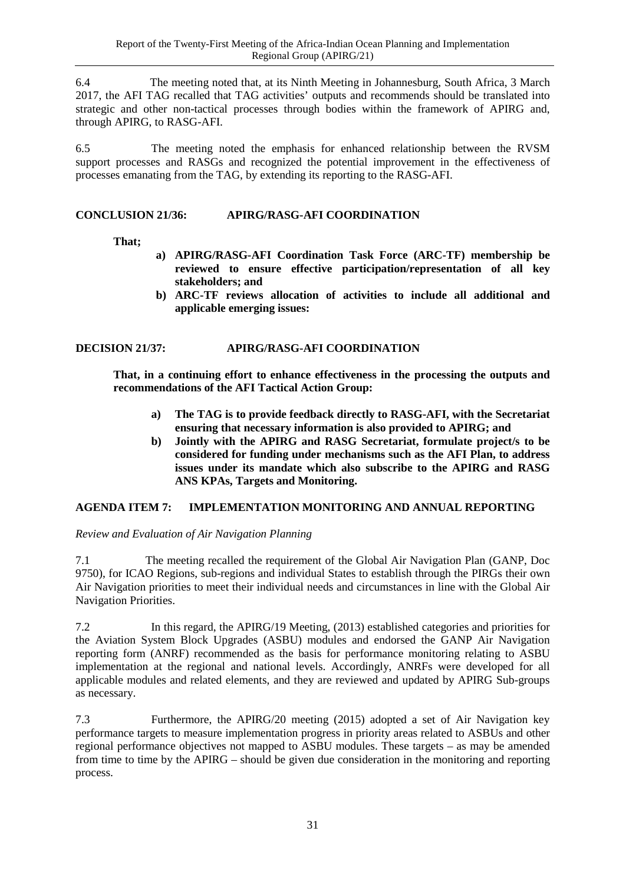6.4 The meeting noted that, at its Ninth Meeting in Johannesburg, South Africa, 3 March 2017, the AFI TAG recalled that TAG activities' outputs and recommends should be translated into strategic and other non-tactical processes through bodies within the framework of APIRG and, through APIRG, to RASG-AFI.

6.5 The meeting noted the emphasis for enhanced relationship between the RVSM support processes and RASGs and recognized the potential improvement in the effectiveness of processes emanating from the TAG, by extending its reporting to the RASG-AFI.

**CONCLUSION 21/36: APIRG/RASG-AFI COORDINATION**

**That;**

- **a) APIRG/RASG-AFI Coordination Task Force (ARC-TF) membership be reviewed to ensure effective participation/representation of all key stakeholders; and**
- **b) ARC-TF reviews allocation of activities to include all additional and applicable emerging issues:**

**DECISION 21/37: APIRG/RASG-AFI COORDINATION**

**That, in a continuing effort to enhance effectiveness in the processing the outputs and recommendations of the AFI Tactical Action Group:**

- **a) The TAG is to provide feedback directly to RASG-AFI, with the Secretariat ensuring that necessary information is also provided to APIRG; and**
- **b) Jointly with the APIRG and RASG Secretariat, formulate project/s to be considered for funding under mechanisms such as the AFI Plan, to address issues under its mandate which also subscribe to the APIRG and RASG ANS KPAs, Targets and Monitoring.**

## AGENDA ITEM 7: IMPLEMENTATION MONITORING AND ANNUAL REPORTING

*Review and Evaluation of Air Navigation Planning*

7.1 The meeting recalled the requirement of the Global Air Navigation Plan (GANP, Doc 9750), for ICAO Regions, sub-regions and individual States to establish through the PIRGs their own Air Navigation priorities to meet their individual needs and circumstances in line with the Global Air Navigation Priorities.

7.2 In this regard, the APIRG/19 Meeting, (2013) established categories and priorities for the Aviation System Block Upgrades (ASBU) modules and endorsed the GANP Air Navigation reporting form (ANRF) recommended as the basis for performance monitoring relating to ASBU implementation at the regional and national levels. Accordingly, ANRFs were developed for all applicable modules and related elements, and they are reviewed and updated by APIRG Sub-groups as necessary.

7.3 Furthermore, the APIRG/20 meeting (2015) adopted a set of Air Navigation key performance targets to measure implementation progress in priority areas related to ASBUs and other regional performance objectives not mapped to ASBU modules. These targets – as may be amended from time to time by the APIRG – should be given due consideration in the monitoring and reporting process.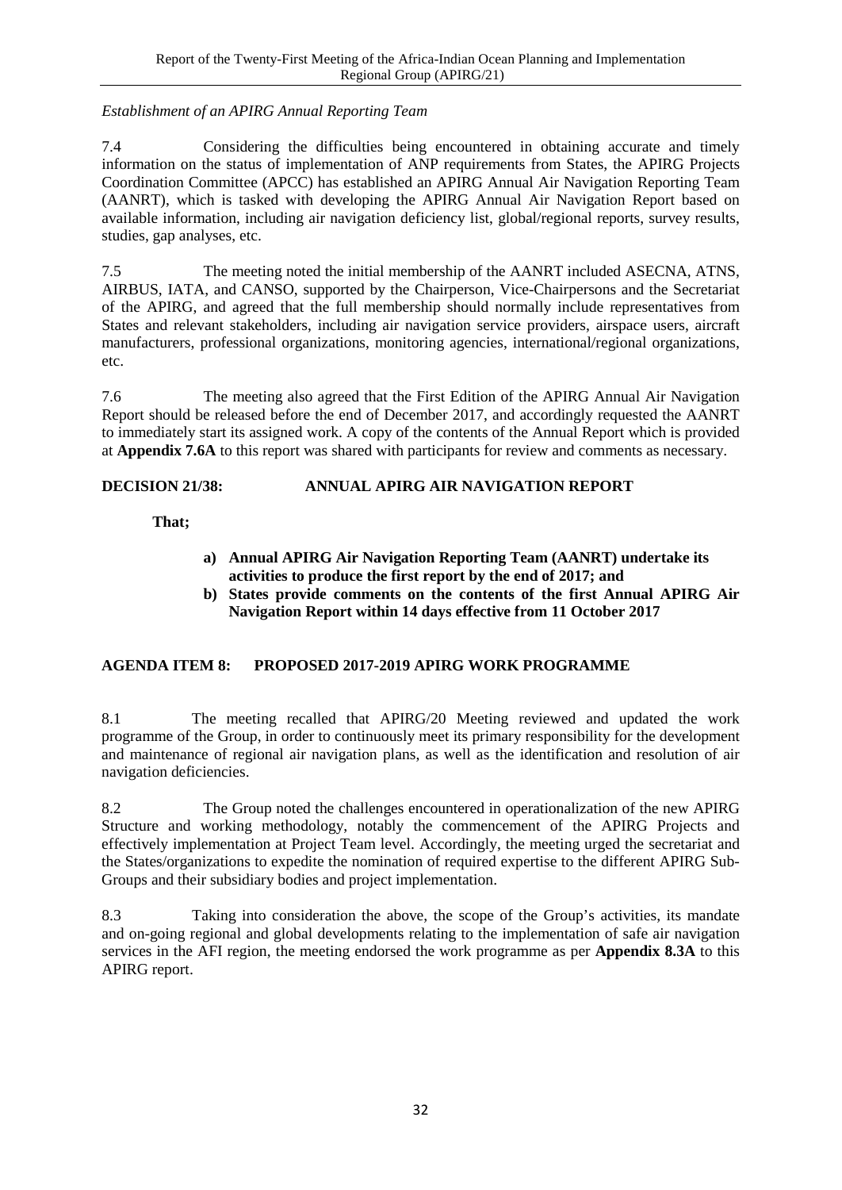*Establishment of an APIRG Annual Reporting Team*

7.4 Considering the difficulties being encountered in obtaining accurate and timely information on the status of implementation of ANP requirements from States, the APIRG Projects Coordination Committee (APCC) has established an APIRG Annual Air Navigation Reporting Team (AANRT), which is tasked with developing the APIRG Annual Air Navigation Report based on available information, including air navigation deficiency list, global/regional reports, survey results, studies, gap analyses, etc.

7.5 The meeting noted the initial membership of the AANRT included ASECNA, ATNS, AIRBUS, IATA, and CANSO, supported by the Chairperson, Vice-Chairpersons and the Secretariat of the APIRG, and agreed that the full membership should normally include representatives from States and relevant stakeholders, including air navigation service providers, airspace users, aircraft manufacturers, professional organizations, monitoring agencies, international/regional organizations, etc.

7.6 The meeting also agreed that the First Edition of the APIRG Annual Air Navigation Report should be released before the end of December 2017, and accordingly requested the AANRT to immediately start its assigned work. A copy of the contents of the Annual Report which is provided at **Appendix 7.6A** to this report was shared with participants for review and comments as necessary.

**DECISION 21/38: ANNUAL APIRG AIR NAVIGATION REPORT**

**That;**

**a) Annual APIRG Air Navigation Reporting Team (AANRT) undertake its activities to produce the first report by the end of 2017; and**

**b) States provide comments on the contents of the first Annual APIRG Air Navigation Report within 14 days effective from 11 October 2017**

## AGENDA ITEM 8: PROPOSED 2017-2019 APIRG WORK PROGRAMME

8.1 The meeting recalled that APIRG/20 Meeting reviewed and updated the work programme of the Group, in order to continuously meet its primary responsibility for the development and maintenance of regional air navigation plans, as well as the identification and resolution of air navigation deficiencies.

8.2 The Group noted the challenges encountered in operationalization of the new APIRG Structure and working methodology, notably the commencement of the APIRG Projects and effectively implementation at Project Team level. Accordingly, the meeting urged the secretariat and the States/organizations to expedite the nomination of required expertise to the different APIRG Sub-Groups and their subsidiary bodies and project implementation.

8.3 Taking into consideration the above, the scope of the Group's activities, its mandate and on-going regional and global developments relating to the implementation of safe air navigation services in the AFI region, the meeting endorsed the work programme as per **Appendix 8.3A** to this APIRG report.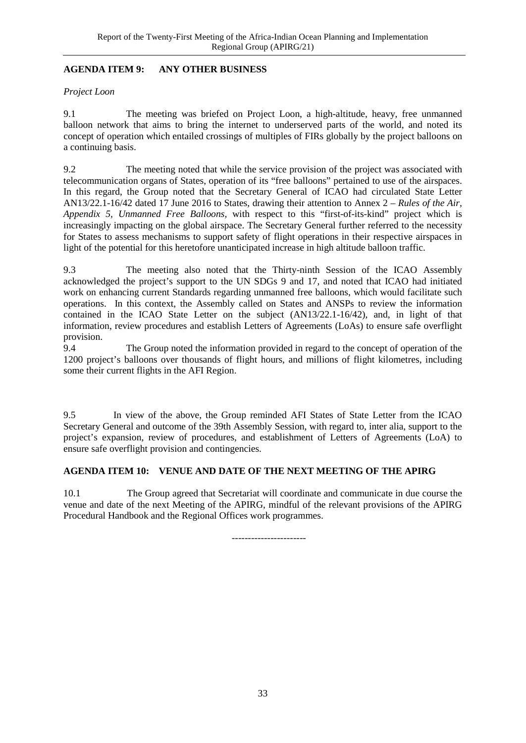## AGENDA ITEM 9: ANY OTHER BUSINESS

*Project Loon*

9.1 The meeting was briefed on Project Loon, a high-altitude, heavy, free unmanned balloon network that aims to bring the internet to underserved parts of the world, and noted its concept of operation which entailed crossings of multiples of FIRs globally by the project balloons on a continuing basis.

9.2 The meeting noted that while the service provision of the project was associated with telecommunication organs of States, operation of its "free balloons" pertained to use of the airspaces. In this regard, the Group noted that the Secretary General of ICAO had circulated State Letter AN13/22.1-16/42 dated 17 June 2016 to States, drawing their attention to Annex 2 – *Rules of the Air, Appendix 5, Unmanned Free Balloons,* with respect to this "first-of-its-kind" project which is increasingly impacting on the global airspace. The Secretary General further referred to the necessity for States to assess mechanisms to support safety of flight operations in their respective airspaces in light of the potential for this heretofore unanticipated increase in high altitude balloon traffic.

9.3 The meeting also noted that the Thirty-ninth Session of the ICAO Assembly acknowledged the project's support to the UN SDGs 9 and 17, and noted that ICAO had initiated work on enhancing current Standards regarding unmanned free balloons, which would facilitate such operations. In this context, the Assembly called on States and ANSPs to review the information contained in the ICAO State Letter on the subject (AN13/22.1-16/42), and, in light of that information, review procedures and establish Letters of Agreements (LoAs) to ensure safe overflight provision.

9.4 The Group noted the information provided in regard to the concept of operation of the 1200 project's balloons over thousands of flight hours, and millions of flight kilometres, including some their current flights in the AFI Region.

9.5 In view of the above, the Group reminded AFI States of State Letter from the ICAO Secretary General and outcome of the 39th Assembly Session, with regard to, inter alia, support to the project's expansion, review of procedures, and establishment of Letters of Agreements (LoA) to ensure safe overflight provision and contingencies.

## AGENDA ITEM 10: VENUE AND DATE OF THE NEXT MEETING OF THE APIRG

10.1 The Group agreed that Secretariat will coordinate and communicate in due course the venue and date of the next Meeting of the APIRG, mindful of the relevant provisions of the APIRG Procedural Handbook and the Regional Offices work programmes.

----------------------